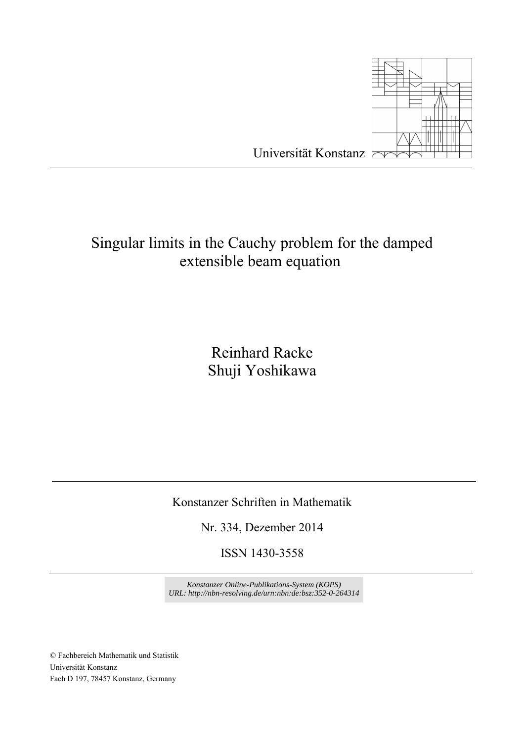Universität Konstanz

# Singular limits in the Cauchy problem for the damped extensible beam equation

Reinhard Racke
Shuji Yoshikawa

Konstanzer Schriften in Mathematik

Nr. 334, Dezember 2014

ISSN 1430-3558

*Konstanzer Online-Publikations-System (KOPS)*
*URL: http://nbn-resolving.de/urn:nbn:de:bsz:352-0-264314*

© Fachbereich Mathematik und Statistik
Universität Konstanz
Fach D 197, 78457 Konstanz, Germany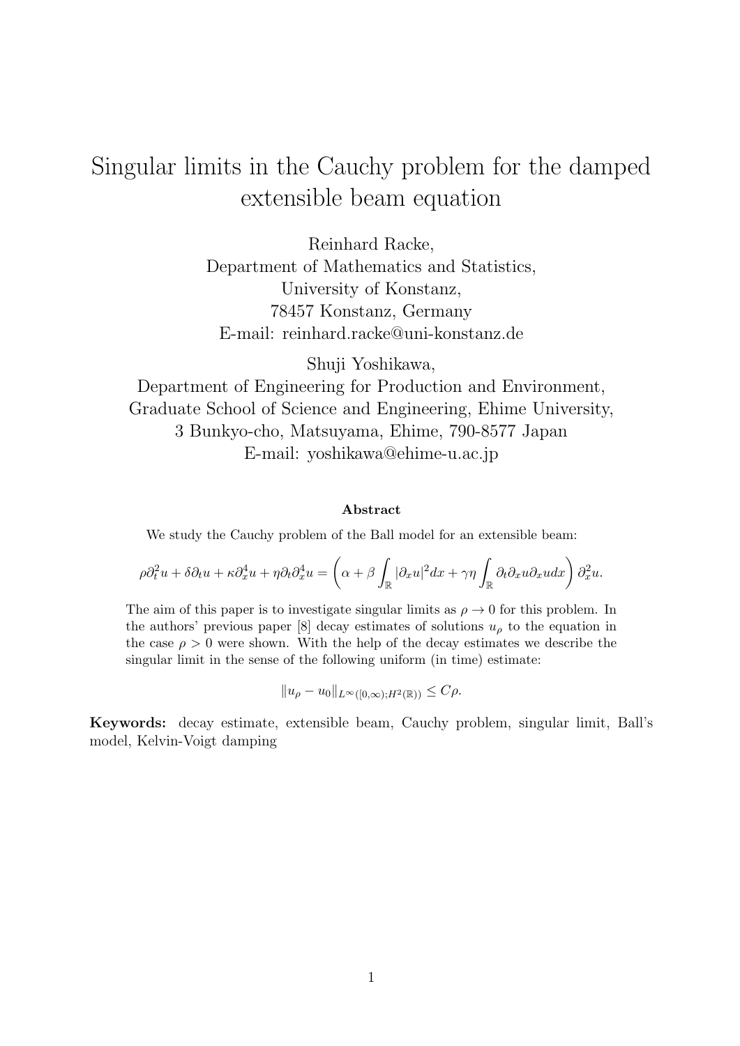# Singular limits in the Cauchy problem for the damped extensible beam equation

Reinhard Racke,
Department of Mathematics and Statistics,
University of Konstanz,
78457 Konstanz, Germany
E-mail: reinhard.racke@uni-konstanz.de

Shuji Yoshikawa,
Department of Engineering for Production and Environment,
Graduate School of Science and Engineering, Ehime University,
3 Bunkyo-cho, Matsuyama, Ehime, 790-8577 Japan
E-mail: yoshikawa@ehime-u.ac.jp

**Abstract**

We study the Cauchy problem of the Ball model for an extensible beam:

$$\rho\partial_t^2 u + \delta\partial_t u + \kappa\partial_x^4 u + \eta\partial_t\partial_x^4 u = \left(\alpha + \beta\int_{\mathbb{R}} |\partial_x u|^2 dx + \gamma\eta\int_{\mathbb{R}} \partial_t\partial_x u \partial_x u dx\right)\partial_x^2 u.$$

The aim of this paper is to investigate singular limits as $\rho \to 0$ for this problem. In the authors' previous paper [8] decay estimates of solutions $u_\rho$ to the equation in the case $\rho > 0$ were shown. With the help of the decay estimates we describe the singular limit in the sense of the following uniform (in time) estimate:

$$\|u_\rho - u_0\|_{L^\infty([0,\infty);H^2(\mathbb{R}))} \leq C\rho.$$

**Keywords:** decay estimate, extensible beam, Cauchy problem, singular limit, Ball's model, Kelvin-Voigt damping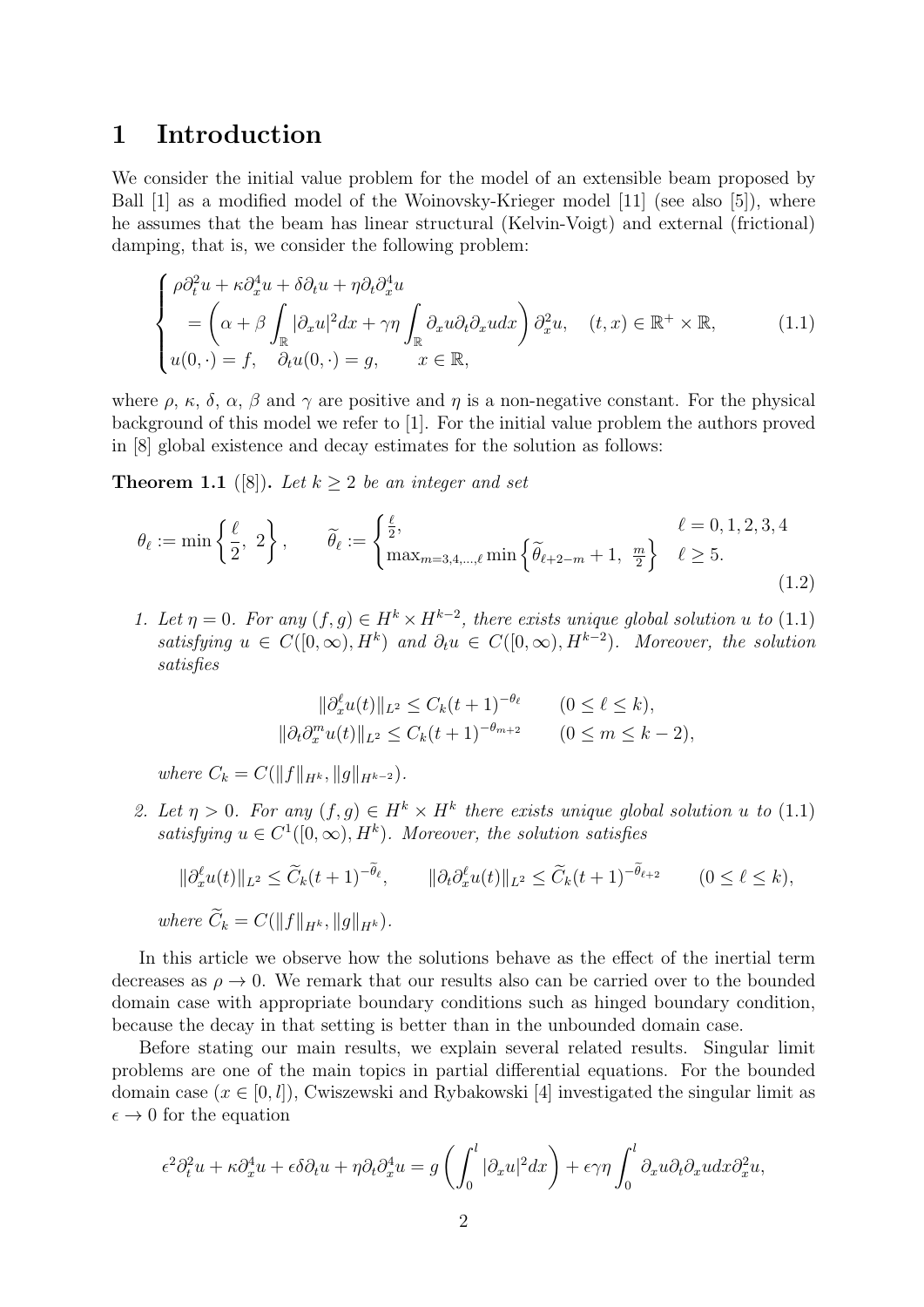# 1 Introduction

We consider the initial value problem for the model of an extensible beam proposed by Ball [1] as a modified model of the Woinovsky-Krieger model [11] (see also [5]), where he assumes that the beam has linear structural (Kelvin-Voigt) and external (frictional) damping, that is, we consider the following problem:

$$
\begin{cases}
\rho \partial_t^2 u + \kappa \partial_x^4 u + \delta \partial_t u + \eta \partial_t \partial_x^4 u \\
\quad = \left( \alpha + \beta \displaystyle\int_{\mathbb{R}} |\partial_x u|^2 dx + \gamma \eta \int_{\mathbb{R}} \partial_x u \partial_t \partial_x u dx \right) \partial_x^2 u, \quad (t,x) \in \mathbb{R}^+ \times \mathbb{R}, \\
u(0,\cdot) = f, \quad \partial_t u(0,\cdot) = g, \qquad x \in \mathbb{R},
\end{cases}
\tag{1.1}
$$

where $\rho$, $\kappa$, $\delta$, $\alpha$, $\beta$ and $\gamma$ are positive and $\eta$ is a non-negative constant. For the physical background of this model we refer to [1]. For the initial value problem the authors proved in [8] global existence and decay estimates for the solution as follows:

**Theorem 1.1** ([8]). *Let $k \geq 2$ be an integer and set*

$$
\theta_\ell := \min\left\{ \frac{\ell}{2},\ 2 \right\}, \qquad \widetilde{\theta}_\ell := \begin{cases} \frac{\ell}{2}, & \ell = 0,1,2,3,4 \\ \max_{m=3,4,\ldots,\ell} \min\left\{ \widetilde{\theta}_{\ell+2-m} + 1,\ \frac{m}{2} \right\} & \ell \geq 5. \end{cases}
\tag{1.2}
$$

1. *Let $\eta = 0$. For any $(f,g) \in H^k \times H^{k-2}$, there exists unique global solution $u$ to (1.1) satisfying $u \in C([0,\infty), H^k)$ and $\partial_t u \in C([0,\infty), H^{k-2})$. Moreover, the solution satisfies*

$$
\begin{aligned}
\|\partial_x^\ell u(t)\|_{L^2} &\leq C_k (t+1)^{-\theta_\ell} \qquad (0 \leq \ell \leq k), \\
\|\partial_t \partial_x^m u(t)\|_{L^2} &\leq C_k (t+1)^{-\theta_{m+2}} \qquad (0 \leq m \leq k-2),
\end{aligned}
$$

*where $C_k = C(\|f\|_{H^k}, \|g\|_{H^{k-2}})$.*

2. *Let $\eta > 0$. For any $(f,g) \in H^k \times H^k$ there exists unique global solution $u$ to (1.1) satisfying $u \in C^1([0,\infty), H^k)$. Moreover, the solution satisfies*

$$
\|\partial_x^\ell u(t)\|_{L^2} \leq \widetilde{C}_k (t+1)^{-\widetilde{\theta}_\ell}, \qquad \|\partial_t \partial_x^\ell u(t)\|_{L^2} \leq \widetilde{C}_k (t+1)^{-\widetilde{\theta}_{\ell+2}} \qquad (0 \leq \ell \leq k),
$$

*where $\widetilde{C}_k = C(\|f\|_{H^k}, \|g\|_{H^k})$.*

In this article we observe how the solutions behave as the effect of the inertial term decreases as $\rho \to 0$. We remark that our results also can be carried over to the bounded domain case with appropriate boundary conditions such as hinged boundary condition, because the decay in that setting is better than in the unbounded domain case.

Before stating our main results, we explain several related results. Singular limit problems are one of the main topics in partial differential equations. For the bounded domain case ($x \in [0,l]$), Cwiszewski and Rybakowski [4] investigated the singular limit as $\epsilon \to 0$ for the equation

$$
\epsilon^2 \partial_t^2 u + \kappa \partial_x^4 u + \epsilon \delta \partial_t u + \eta \partial_t \partial_x^4 u = g\left( \int_0^l |\partial_x u|^2 dx \right) + \epsilon \gamma \eta \int_0^l \partial_x u \partial_t \partial_x u dx \partial_x^2 u,
$$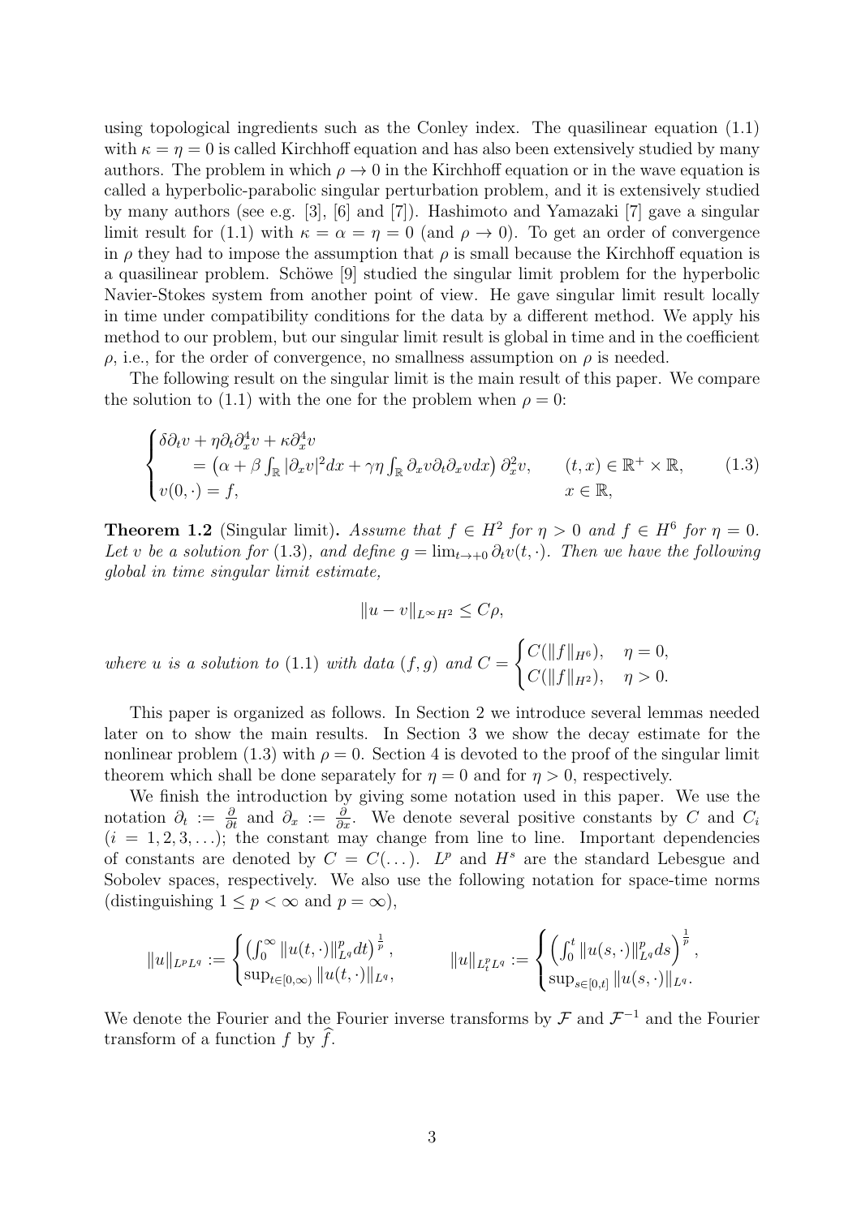using topological ingredients such as the Conley index. The quasilinear equation (1.1) with $\kappa = \eta = 0$ is called Kirchhoff equation and has also been extensively studied by many authors. The problem in which $\rho \to 0$ in the Kirchhoff equation or in the wave equation is called a hyperbolic-parabolic singular perturbation problem, and it is extensively studied by many authors (see e.g. [3], [6] and [7]). Hashimoto and Yamazaki [7] gave a singular limit result for (1.1) with $\kappa = \alpha = \eta = 0$ (and $\rho \to 0$). To get an order of convergence in $\rho$ they had to impose the assumption that $\rho$ is small because the Kirchhoff equation is a quasilinear problem. Schöwe [9] studied the singular limit problem for the hyperbolic Navier-Stokes system from another point of view. He gave singular limit result locally in time under compatibility conditions for the data by a different method. We apply his method to our problem, but our singular limit result is global in time and in the coefficient $\rho$, i.e., for the order of convergence, no smallness assumption on $\rho$ is needed.

The following result on the singular limit is the main result of this paper. We compare the solution to (1.1) with the one for the problem when $\rho = 0$:

$$
\begin{cases}
\delta\partial_t v + \eta\partial_t\partial_x^4 v + \kappa\partial_x^4 v \\
\quad = \left(\alpha + \beta\int_{\mathbb{R}}|\partial_x v|^2 dx + \gamma\eta\int_{\mathbb{R}}\partial_x v\partial_t\partial_x v dx\right)\partial_x^2 v, & (t,x) \in \mathbb{R}^+ \times \mathbb{R}, \\
v(0,\cdot) = f, & x \in \mathbb{R},
\end{cases}
\tag{1.3}
$$

**Theorem 1.2** (Singular limit)**.** *Assume that $f \in H^2$ for $\eta > 0$ and $f \in H^6$ for $\eta = 0$. Let $v$ be a solution for (1.3), and define $g = \lim_{t\to+0}\partial_t v(t,\cdot)$. Then we have the following global in time singular limit estimate,*

$$
\|u - v\|_{L^\infty H^2} \le C\rho,
$$

*where $u$ is a solution to (1.1) with data $(f,g)$ and* $C = \begin{cases} C(\|f\|_{H^6}), & \eta = 0, \\ C(\|f\|_{H^2}), & \eta > 0. \end{cases}$

This paper is organized as follows. In Section 2 we introduce several lemmas needed later on to show the main results. In Section 3 we show the decay estimate for the nonlinear problem (1.3) with $\rho = 0$. Section 4 is devoted to the proof of the singular limit theorem which shall be done separately for $\eta = 0$ and for $\eta > 0$, respectively.

We finish the introduction by giving some notation used in this paper. We use the notation $\partial_t := \frac{\partial}{\partial t}$ and $\partial_x := \frac{\partial}{\partial x}$. We denote several positive constants by $C$ and $C_i$ ($i = 1, 2, 3, \ldots$); the constant may change from line to line. Important dependencies of constants are denoted by $C = C(\ldots)$. $L^p$ and $H^s$ are the standard Lebesgue and Sobolev spaces, respectively. We also use the following notation for space-time norms (distinguishing $1 \le p < \infty$ and $p = \infty$),

$$
\|u\|_{L^pL^q} := \begin{cases} \left(\int_0^\infty \|u(t,\cdot)\|_{L^q}^p dt\right)^{\frac{1}{p}}, \\ \sup_{t\in[0,\infty)}\|u(t,\cdot)\|_{L^q}, \end{cases} \qquad \|u\|_{L_t^pL^q} := \begin{cases} \left(\int_0^t \|u(s,\cdot)\|_{L^q}^p ds\right)^{\frac{1}{p}}, \\ \sup_{s\in[0,t]}\|u(s,\cdot)\|_{L^q}. \end{cases}
$$

We denote the Fourier and the Fourier inverse transforms by $\mathcal{F}$ and $\mathcal{F}^{-1}$ and the Fourier transform of a function $f$ by $\widehat{f}$.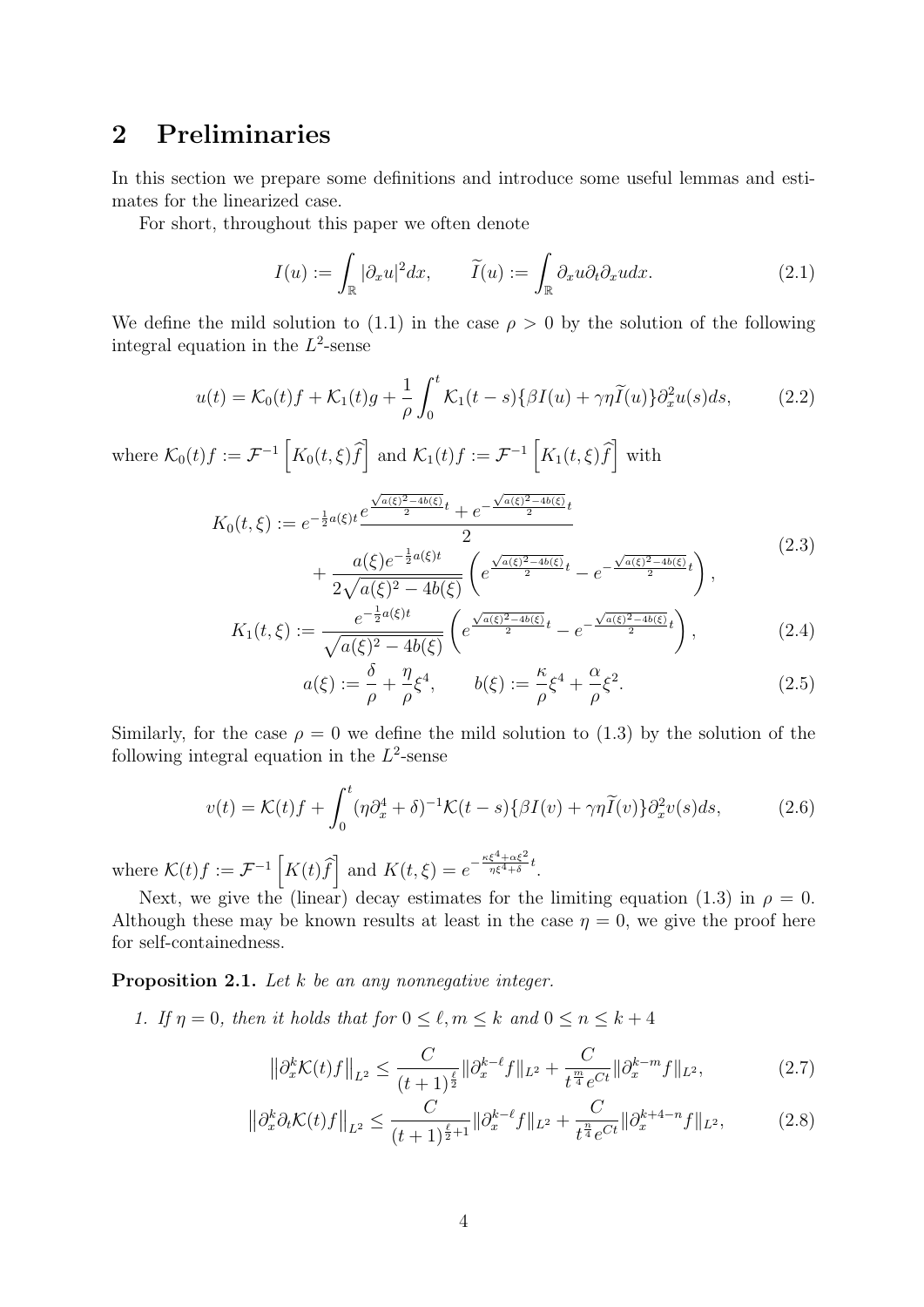## 2 Preliminaries

In this section we prepare some definitions and introduce some useful lemmas and estimates for the linearized case.

For short, throughout this paper we often denote

$$I(u) := \int_{\mathbb{R}} |\partial_x u|^2 dx, \qquad \widetilde{I}(u) := \int_{\mathbb{R}} \partial_x u \partial_t \partial_x u dx. \tag{2.1}$$

We define the mild solution to (1.1) in the case $\rho > 0$ by the solution of the following integral equation in the $L^2$-sense

$$u(t) = \mathcal{K}_0(t)f + \mathcal{K}_1(t)g + \frac{1}{\rho}\int_0^t \mathcal{K}_1(t-s)\{\beta I(u) + \gamma\eta \widetilde{I}(u)\}\partial_x^2 u(s) ds, \tag{2.2}$$

where $\mathcal{K}_0(t)f := \mathcal{F}^{-1}\left[K_0(t,\xi)\widehat{f}\right]$ and $\mathcal{K}_1(t)f := \mathcal{F}^{-1}\left[K_1(t,\xi)\widehat{f}\right]$ with

$$\begin{aligned} K_0(t,\xi) :=& e^{-\frac{1}{2}a(\xi)t}\frac{e^{\frac{\sqrt{a(\xi)^2-4b(\xi)}}{2}t} + e^{-\frac{\sqrt{a(\xi)^2-4b(\xi)}}{2}t}}{2} \\ &+ \frac{a(\xi)e^{-\frac{1}{2}a(\xi)t}}{2\sqrt{a(\xi)^2-4b(\xi)}}\left(e^{\frac{\sqrt{a(\xi)^2-4b(\xi)}}{2}t} - e^{-\frac{\sqrt{a(\xi)^2-4b(\xi)}}{2}t}\right), \end{aligned} \tag{2.3}$$

$$K_1(t,\xi) := \frac{e^{-\frac{1}{2}a(\xi)t}}{\sqrt{a(\xi)^2-4b(\xi)}}\left(e^{\frac{\sqrt{a(\xi)^2-4b(\xi)}}{2}t} - e^{-\frac{\sqrt{a(\xi)^2-4b(\xi)}}{2}t}\right), \tag{2.4}$$

$$a(\xi) := \frac{\delta}{\rho} + \frac{\eta}{\rho}\xi^4, \qquad b(\xi) := \frac{\kappa}{\rho}\xi^4 + \frac{\alpha}{\rho}\xi^2. \tag{2.5}$$

Similarly, for the case $\rho = 0$ we define the mild solution to (1.3) by the solution of the following integral equation in the $L^2$-sense

$$v(t) = \mathcal{K}(t)f + \int_0^t (\eta\partial_x^4 + \delta)^{-1}\mathcal{K}(t-s)\{\beta I(v) + \gamma\eta\widetilde{I}(v)\}\partial_x^2 v(s) ds, \tag{2.6}$$

where $\mathcal{K}(t)f := \mathcal{F}^{-1}\left[K(t)\widehat{f}\right]$ and $K(t,\xi) = e^{-\frac{\kappa\xi^4+\alpha\xi^2}{\eta\xi^4+\delta}t}$.

Next, we give the (linear) decay estimates for the limiting equation (1.3) in $\rho = 0$. Although these may be known results at least in the case $\eta = 0$, we give the proof here for self-containedness.

**Proposition 2.1.** *Let $k$ be an any nonnegative integer.*

1. *If $\eta = 0$, then it holds that for $0 \le \ell, m \le k$ and $0 \le n \le k+4$*

$$\left\|\partial_x^k \mathcal{K}(t)f\right\|_{L^2} \le \frac{C}{(t+1)^{\frac{\ell}{2}}}\|\partial_x^{k-\ell}f\|_{L^2} + \frac{C}{t^{\frac{m}{4}}e^{Ct}}\|\partial_x^{k-m}f\|_{L^2}, \tag{2.7}$$

$$\left\|\partial_x^k \partial_t \mathcal{K}(t)f\right\|_{L^2} \le \frac{C}{(t+1)^{\frac{\ell}{2}+1}}\|\partial_x^{k-\ell}f\|_{L^2} + \frac{C}{t^{\frac{n}{4}}e^{Ct}}\|\partial_x^{k+4-n}f\|_{L^2}, \tag{2.8}$$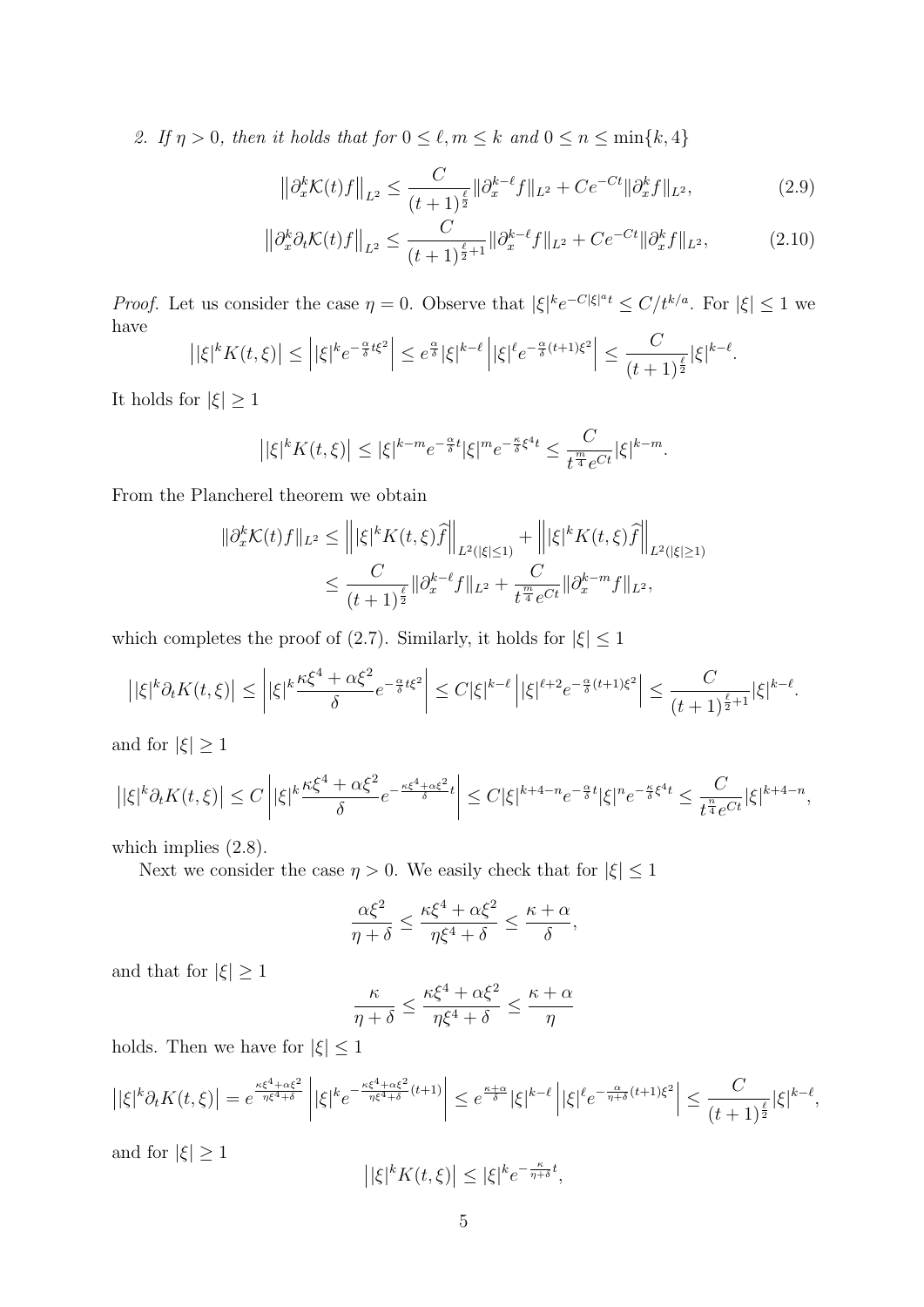2. *If $\eta > 0$, then it holds that for $0 \le \ell, m \le k$ and $0 \le n \le \min\{k, 4\}$*

$$\left\|\partial_x^k \mathcal{K}(t) f\right\|_{L^2} \le \frac{C}{(t+1)^{\frac{\ell}{2}}} \|\partial_x^{k-\ell} f\|_{L^2} + Ce^{-Ct} \|\partial_x^k f\|_{L^2}, \tag{2.9}$$

$$\left\|\partial_x^k \partial_t \mathcal{K}(t) f\right\|_{L^2} \le \frac{C}{(t+1)^{\frac{\ell}{2}+1}} \|\partial_x^{k-\ell} f\|_{L^2} + Ce^{-Ct} \|\partial_x^k f\|_{L^2}, \tag{2.10}$$

*Proof.* Let us consider the case $\eta = 0$. Observe that $|\xi|^k e^{-C|\xi|^a t} \le C/t^{k/a}$. For $|\xi| \le 1$ we have

$$\left||\xi|^k K(t,\xi)\right| \le \left||\xi|^k e^{-\frac{\alpha}{\delta} t\xi^2}\right| \le e^{\frac{\alpha}{\delta}} |\xi|^{k-\ell} \left||\xi|^\ell e^{-\frac{\alpha}{\delta}(t+1)\xi^2}\right| \le \frac{C}{(t+1)^{\frac{\ell}{2}}} |\xi|^{k-\ell}.$$

It holds for $|\xi| \ge 1$

$$\left||\xi|^k K(t,\xi)\right| \le |\xi|^{k-m} e^{-\frac{\alpha}{\delta} t} |\xi|^m e^{-\frac{\kappa}{\delta}\xi^4 t} \le \frac{C}{t^{\frac{m}{4}} e^{Ct}} |\xi|^{k-m}.$$

From the Plancherel theorem we obtain

$$\begin{aligned}
\|\partial_x^k \mathcal{K}(t) f\|_{L^2} &\le \left\||\xi|^k K(t,\xi) \widehat{f}\right\|_{L^2(|\xi|\le 1)} + \left\||\xi|^k K(t,\xi) \widehat{f}\right\|_{L^2(|\xi|\ge 1)} \\
&\le \frac{C}{(t+1)^{\frac{\ell}{2}}} \|\partial_x^{k-\ell} f\|_{L^2} + \frac{C}{t^{\frac{m}{4}} e^{Ct}} \|\partial_x^{k-m} f\|_{L^2},
\end{aligned}$$

which completes the proof of (2.7). Similarly, it holds for $|\xi| \le 1$

$$\left||\xi|^k \partial_t K(t,\xi)\right| \le \left||\xi|^k \frac{\kappa\xi^4 + \alpha\xi^2}{\delta} e^{-\frac{\alpha}{\delta} t\xi^2}\right| \le C|\xi|^{k-\ell} \left||\xi|^{\ell+2} e^{-\frac{\alpha}{\delta}(t+1)\xi^2}\right| \le \frac{C}{(t+1)^{\frac{\ell}{2}+1}} |\xi|^{k-\ell}.$$

and for $|\xi| \ge 1$

$$\left||\xi|^k \partial_t K(t,\xi)\right| \le C \left||\xi|^k \frac{\kappa\xi^4 + \alpha\xi^2}{\delta} e^{-\frac{\kappa\xi^4 + \alpha\xi^2}{\delta} t}\right| \le C|\xi|^{k+4-n} e^{-\frac{\alpha}{\delta} t} |\xi|^n e^{-\frac{\kappa}{\delta}\xi^4 t} \le \frac{C}{t^{\frac{n}{4}} e^{Ct}} |\xi|^{k+4-n},$$

which implies (2.8).

Next we consider the case $\eta > 0$. We easily check that for $|\xi| \le 1$

$$\frac{\alpha\xi^2}{\eta + \delta} \le \frac{\kappa\xi^4 + \alpha\xi^2}{\eta\xi^4 + \delta} \le \frac{\kappa + \alpha}{\delta},$$

and that for $|\xi| \ge 1$

$$\frac{\kappa}{\eta + \delta} \le \frac{\kappa\xi^4 + \alpha\xi^2}{\eta\xi^4 + \delta} \le \frac{\kappa + \alpha}{\eta}$$

holds. Then we have for $|\xi| \le 1$

$$\left||\xi|^k \partial_t K(t,\xi)\right| = e^{\frac{\kappa\xi^4 + \alpha\xi^2}{\eta\xi^4 + \delta}} \left||\xi|^k e^{-\frac{\kappa\xi^4 + \alpha\xi^2}{\eta\xi^4 + \delta}(t+1)}\right| \le e^{\frac{\kappa+\alpha}{\delta}} |\xi|^{k-\ell} \left||\xi|^\ell e^{-\frac{\alpha}{\eta+\delta}(t+1)\xi^2}\right| \le \frac{C}{(t+1)^{\frac{\ell}{2}}} |\xi|^{k-\ell},$$

and for $|\xi| \ge 1$

$$\left||\xi|^k K(t,\xi)\right| \le |\xi|^k e^{-\frac{\kappa}{\eta+\delta} t},$$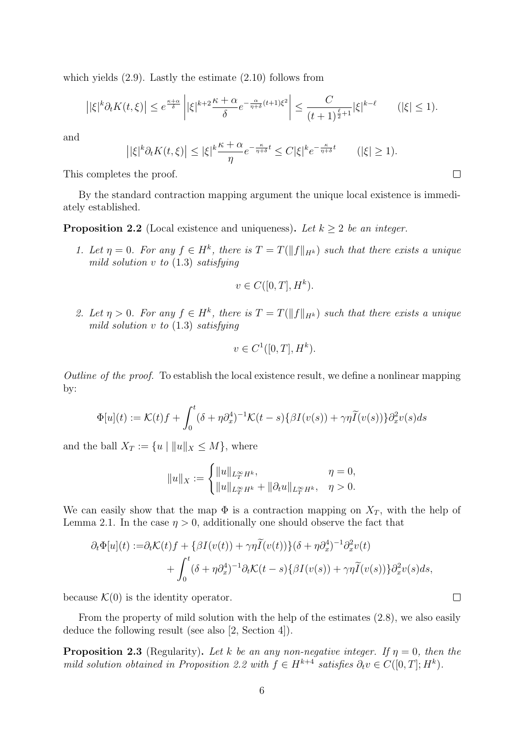which yields (2.9). Lastly the estimate (2.10) follows from

$$\left||\xi|^k \partial_t K(t,\xi)\right| \le e^{\frac{\kappa+\alpha}{\delta}} \left| |\xi|^{k+2} \frac{\kappa+\alpha}{\delta} e^{-\frac{\alpha}{\eta+\delta}(t+1)\xi^2} \right| \le \frac{C}{(t+1)^{\frac{\ell}{2}+1}} |\xi|^{k-\ell} \qquad (|\xi| \le 1).$$

and

$$\left||\xi|^k \partial_t K(t,\xi)\right| \le |\xi|^k \frac{\kappa+\alpha}{\eta} e^{-\frac{\kappa}{\eta+\delta}t} \le C|\xi|^k e^{-\frac{\kappa}{\eta+\delta}t} \qquad (|\xi| \ge 1).$$

This completes the proof. $\square$

By the standard contraction mapping argument the unique local existence is immediately established.

**Proposition 2.2** (Local existence and uniqueness)**.** *Let $k \ge 2$ be an integer.*

1. *Let $\eta = 0$. For any $f \in H^k$, there is $T = T(\|f\|_{H^k})$ such that there exists a unique mild solution $v$ to* (1.3) *satisfying*

$$v \in C([0,T], H^k).$$

2. *Let $\eta > 0$. For any $f \in H^k$, there is $T = T(\|f\|_{H^k})$ such that there exists a unique mild solution $v$ to* (1.3) *satisfying*

$$v \in C^1([0,T], H^k).$$

*Outline of the proof.* To establish the local existence result, we define a nonlinear mapping by:

$$\Phi[u](t) := \mathcal{K}(t)f + \int_0^t (\delta + \eta\partial_x^4)^{-1}\mathcal{K}(t-s)\{\beta I(v(s)) + \gamma\eta\widetilde{I}(v(s))\}\partial_x^2 v(s)ds$$

and the ball $X_T := \{u \mid \|u\|_X \le M\}$, where

$$\|u\|_X := \begin{cases} \|u\|_{L^\infty_T H^k}, & \eta = 0, \\ \|u\|_{L^\infty_T H^k} + \|\partial_t u\|_{L^\infty_T H^k}, & \eta > 0. \end{cases}$$

We can easily show that the map $\Phi$ is a contraction mapping on $X_T$, with the help of Lemma 2.1. In the case $\eta > 0$, additionally one should observe the fact that

$$\begin{aligned} \partial_t \Phi[u](t) :=& \partial_t \mathcal{K}(t)f + \{\beta I(v(t)) + \gamma\eta\widetilde{I}(v(t))\}(\delta + \eta\partial_x^4)^{-1}\partial_x^2 v(t) \\ &+ \int_0^t (\delta + \eta\partial_x^4)^{-1}\partial_t\mathcal{K}(t-s)\{\beta I(v(s)) + \gamma\eta\widetilde{I}(v(s))\}\partial_x^2 v(s)ds, \end{aligned}$$

because $\mathcal{K}(0)$ is the identity operator. $\square$

From the property of mild solution with the help of the estimates (2.8), we also easily deduce the following result (see also [2, Section 4]).

**Proposition 2.3** (Regularity)**.** *Let $k$ be an any non-negative integer. If $\eta = 0$, then the mild solution obtained in Proposition 2.2 with $f \in H^{k+4}$ satisfies $\partial_t v \in C([0,T]; H^k)$.*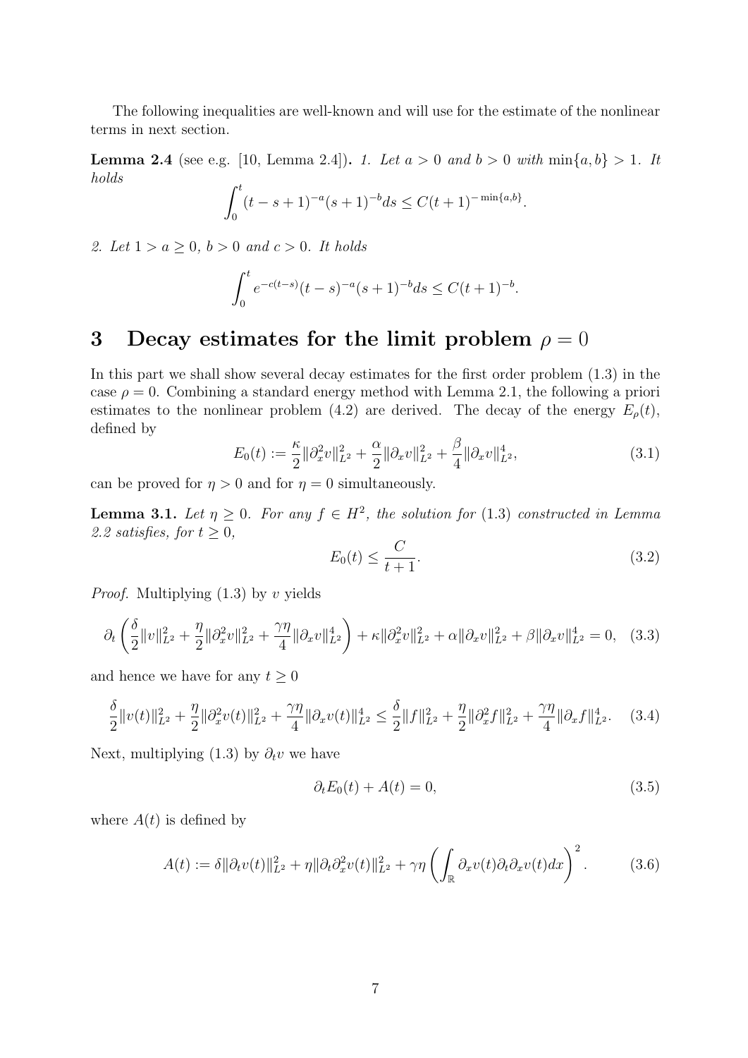The following inequalities are well-known and will use for the estimate of the nonlinear terms in next section.

**Lemma 2.4** (see e.g. [10, Lemma 2.4])**.** *1. Let $a > 0$ and $b > 0$ with $\min\{a, b\} > 1$. It holds*

$$\int_0^t (t-s+1)^{-a}(s+1)^{-b} ds \le C(t+1)^{-\min\{a,b\}}.$$

*2. Let $1 > a \ge 0$, $b > 0$ and $c > 0$. It holds*

$$\int_0^t e^{-c(t-s)}(t-s)^{-a}(s+1)^{-b} ds \le C(t+1)^{-b}.$$

# 3 Decay estimates for the limit problem $\rho = 0$

In this part we shall show several decay estimates for the first order problem (1.3) in the case $\rho = 0$. Combining a standard energy method with Lemma 2.1, the following a priori estimates to the nonlinear problem (4.2) are derived. The decay of the energy $E_\rho(t)$, defined by

$$E_0(t) := \frac{\kappa}{2}\|\partial_x^2 v\|_{L^2}^2 + \frac{\alpha}{2}\|\partial_x v\|_{L^2}^2 + \frac{\beta}{4}\|\partial_x v\|_{L^2}^4, \tag{3.1}$$

can be proved for $\eta > 0$ and for $\eta = 0$ simultaneously.

**Lemma 3.1.** *Let $\eta \ge 0$. For any $f \in H^2$, the solution for* (1.3) *constructed in Lemma 2.2 satisfies, for $t \ge 0$,*

$$E_0(t) \le \frac{C}{t+1}. \tag{3.2}$$

*Proof.* Multiplying (1.3) by $v$ yields

$$\partial_t \left( \frac{\delta}{2}\|v\|_{L^2}^2 + \frac{\eta}{2}\|\partial_x^2 v\|_{L^2}^2 + \frac{\gamma\eta}{4}\|\partial_x v\|_{L^2}^4 \right) + \kappa\|\partial_x^2 v\|_{L^2}^2 + \alpha\|\partial_x v\|_{L^2}^2 + \beta\|\partial_x v\|_{L^2}^4 = 0, \tag{3.3}$$

and hence we have for any $t \ge 0$

$$\frac{\delta}{2}\|v(t)\|_{L^2}^2 + \frac{\eta}{2}\|\partial_x^2 v(t)\|_{L^2}^2 + \frac{\gamma\eta}{4}\|\partial_x v(t)\|_{L^2}^4 \le \frac{\delta}{2}\|f\|_{L^2}^2 + \frac{\eta}{2}\|\partial_x^2 f\|_{L^2}^2 + \frac{\gamma\eta}{4}\|\partial_x f\|_{L^2}^4. \tag{3.4}$$

Next, multiplying (1.3) by $\partial_t v$ we have

$$\partial_t E_0(t) + A(t) = 0, \tag{3.5}$$

where $A(t)$ is defined by

$$A(t) := \delta\|\partial_t v(t)\|_{L^2}^2 + \eta\|\partial_t \partial_x^2 v(t)\|_{L^2}^2 + \gamma\eta \left( \int_{\mathbb{R}} \partial_x v(t) \partial_t \partial_x v(t) dx \right)^2. \tag{3.6}$$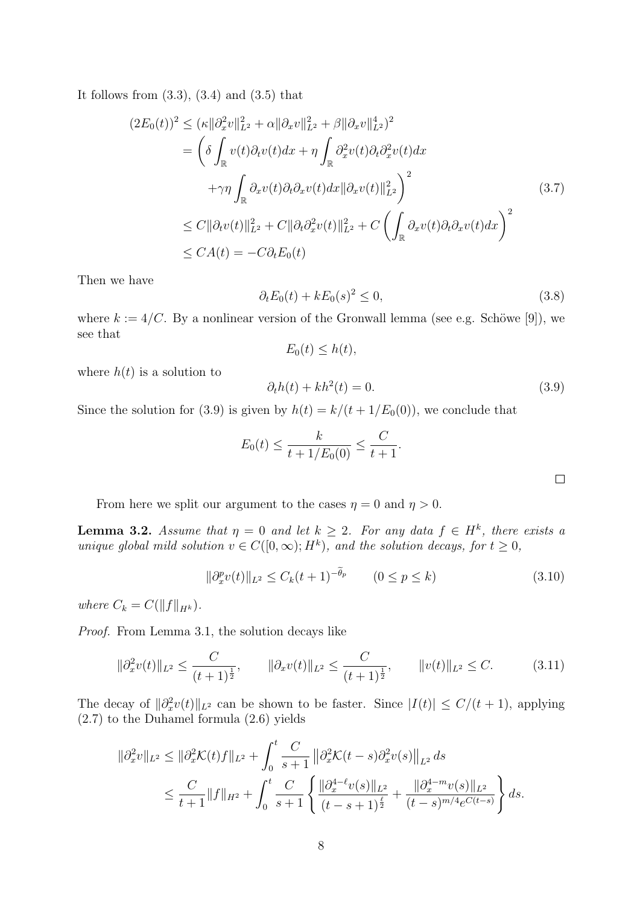It follows from (3.3), (3.4) and (3.5) that

$$
\begin{aligned}
(2E_0(t))^2 &\le (\kappa\|\partial_x^2 v\|_{L^2}^2 + \alpha\|\partial_x v\|_{L^2}^2 + \beta\|\partial_x v\|_{L^2}^4)^2 \\
&= \bigg(\delta \int_{\mathbb{R}} v(t)\partial_t v(t)dx + \eta \int_{\mathbb{R}} \partial_x^2 v(t)\partial_t \partial_x^2 v(t) dx \\
&\qquad + \gamma\eta \int_{\mathbb{R}} \partial_x v(t)\partial_t\partial_x v(t)dx \|\partial_x v(t)\|_{L^2}^2\bigg)^2 \\
&\le C\|\partial_t v(t)\|_{L^2}^2 + C\|\partial_t \partial_x^2 v(t)\|_{L^2}^2 + C\left(\int_{\mathbb{R}} \partial_x v(t)\partial_t\partial_x v(t)dx\right)^2 \\
&\le CA(t) = -C\partial_t E_0(t)
\end{aligned}
\tag{3.7}
$$

Then we have

$$
\partial_t E_0(t) + kE_0(s)^2 \le 0, \tag{3.8}
$$

where $k := 4/C$. By a nonlinear version of the Gronwall lemma (see e.g. Schöwe [9]), we see that

$$
E_0(t) \le h(t),
$$

where $h(t)$ is a solution to

$$
\partial_t h(t) + kh^2(t) = 0. \tag{3.9}
$$

Since the solution for (3.9) is given by $h(t) = k/(t + 1/E_0(0))$, we conclude that

$$
E_0(t) \le \frac{k}{t + 1/E_0(0)} \le \frac{C}{t+1}.
$$

□

From here we split our argument to the cases $\eta = 0$ and $\eta > 0$.

**Lemma 3.2.** *Assume that $\eta = 0$ and let $k \ge 2$. For any data $f \in H^k$, there exists a unique global mild solution $v \in C([0,\infty); H^k)$, and the solution decays, for $t \ge 0$,*

$$
\|\partial_x^p v(t)\|_{L^2} \le C_k (t+1)^{-\tilde{\theta}_p} \qquad (0 \le p \le k) \tag{3.10}
$$

*where $C_k = C(\|f\|_{H^k})$.*

*Proof.* From Lemma 3.1, the solution decays like

$$
\|\partial_x^2 v(t)\|_{L^2} \le \frac{C}{(t+1)^{\frac{1}{2}}}, \qquad \|\partial_x v(t)\|_{L^2} \le \frac{C}{(t+1)^{\frac{1}{2}}}, \qquad \|v(t)\|_{L^2} \le C. \tag{3.11}
$$

The decay of $\|\partial_x^2 v(t)\|_{L^2}$ can be shown to be faster. Since $|I(t)| \le C/(t+1)$, applying (2.7) to the Duhamel formula (2.6) yields

$$
\begin{aligned}
\|\partial_x^2 v\|_{L^2} &\le \|\partial_x^2 \mathcal{K}(t) f\|_{L^2} + \int_0^t \frac{C}{s+1} \left\|\partial_x^2 \mathcal{K}(t-s)\partial_x^2 v(s)\right\|_{L^2} ds \\
&\le \frac{C}{t+1}\|f\|_{H^2} + \int_0^t \frac{C}{s+1}\left\{ \frac{\|\partial_x^{4-\ell} v(s)\|_{L^2}}{(t-s+1)^{\frac{\ell}{2}}} + \frac{\|\partial_x^{4-m} v(s)\|_{L^2}}{(t-s)^{m/4} e^{C(t-s)}} \right\} ds.
\end{aligned}
$$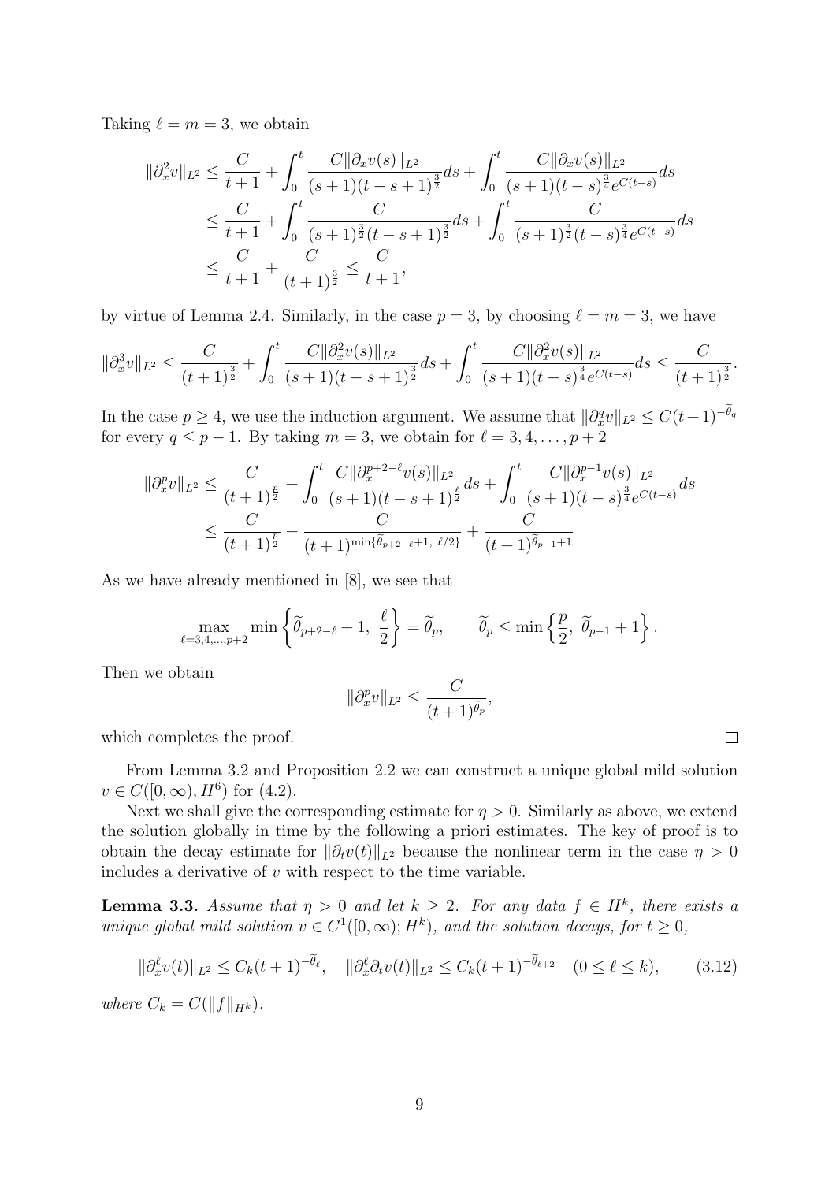Taking $\ell = m = 3$, we obtain

$$
\begin{aligned}
\|\partial_x^2 v\|_{L^2} &\le \frac{C}{t+1} + \int_0^t \frac{C\|\partial_x v(s)\|_{L^2}}{(s+1)(t-s+1)^{\frac{3}{2}}} ds + \int_0^t \frac{C\|\partial_x v(s)\|_{L^2}}{(s+1)(t-s)^{\frac{3}{4}} e^{C(t-s)}} ds \\
&\le \frac{C}{t+1} + \int_0^t \frac{C}{(s+1)^{\frac{3}{2}}(t-s+1)^{\frac{3}{2}}} ds + \int_0^t \frac{C}{(s+1)^{\frac{3}{2}}(t-s)^{\frac{3}{4}} e^{C(t-s)}} ds \\
&\le \frac{C}{t+1} + \frac{C}{(t+1)^{\frac{3}{2}}} \le \frac{C}{t+1},
\end{aligned}
$$

by virtue of Lemma 2.4. Similarly, in the case $p = 3$, by choosing $\ell = m = 3$, we have

$$
\|\partial_x^3 v\|_{L^2} \le \frac{C}{(t+1)^{\frac{3}{2}}} + \int_0^t \frac{C\|\partial_x^2 v(s)\|_{L^2}}{(s+1)(t-s+1)^{\frac{3}{2}}} ds + \int_0^t \frac{C\|\partial_x^2 v(s)\|_{L^2}}{(s+1)(t-s)^{\frac{3}{4}} e^{C(t-s)}} ds \le \frac{C}{(t+1)^{\frac{3}{2}}}.
$$

In the case $p \ge 4$, we use the induction argument. We assume that $\|\partial_x^q v\|_{L^2} \le C(t+1)^{-\widetilde{\theta}_q}$ for every $q \le p-1$. By taking $m = 3$, we obtain for $\ell = 3, 4, \dots, p+2$

$$
\begin{aligned}
\|\partial_x^p v\|_{L^2} &\le \frac{C}{(t+1)^{\frac{p}{2}}} + \int_0^t \frac{C\|\partial_x^{p+2-\ell} v(s)\|_{L^2}}{(s+1)(t-s+1)^{\frac{\ell}{2}}} ds + \int_0^t \frac{C\|\partial_x^{p-1} v(s)\|_{L^2}}{(s+1)(t-s)^{\frac{3}{4}} e^{C(t-s)}} ds \\
&\le \frac{C}{(t+1)^{\frac{p}{2}}} + \frac{C}{(t+1)^{\min\{\widetilde{\theta}_{p+2-\ell}+1,\ \ell/2\}}} + \frac{C}{(t+1)^{\widetilde{\theta}_{p-1}+1}}
\end{aligned}
$$

As we have already mentioned in [8], we see that

$$
\max_{\ell = 3,4,\dots,p+2} \min\left\{ \widetilde{\theta}_{p+2-\ell} + 1,\ \frac{\ell}{2} \right\} = \widetilde{\theta}_p, \qquad \widetilde{\theta}_p \le \min\left\{ \frac{p}{2},\ \widetilde{\theta}_{p-1} + 1 \right\}.
$$

Then we obtain

$$
\|\partial_x^p v\|_{L^2} \le \frac{C}{(t+1)^{\widetilde{\theta}_p}},
$$

which completes the proof. $\square$

From Lemma 3.2 and Proposition 2.2 we can construct a unique global mild solution $v \in C([0,\infty), H^6)$ for (4.2).

Next we shall give the corresponding estimate for $\eta > 0$. Similarly as above, we extend the solution globally in time by the following a priori estimates. The key of proof is to obtain the decay estimate for $\|\partial_t v(t)\|_{L^2}$ because the nonlinear term in the case $\eta > 0$ includes a derivative of $v$ with respect to the time variable.

**Lemma 3.3.** *Assume that $\eta > 0$ and let $k \ge 2$. For any data $f \in H^k$, there exists a unique global mild solution $v \in C^1([0,\infty); H^k)$, and the solution decays, for $t \ge 0$,*

$$
\|\partial_x^\ell v(t)\|_{L^2} \le C_k (t+1)^{-\widetilde{\theta}_\ell}, \quad \|\partial_x^\ell \partial_t v(t)\|_{L^2} \le C_k (t+1)^{-\widetilde{\theta}_{\ell+2}} \quad (0 \le \ell \le k), \tag{3.12}
$$

*where $C_k = C(\|f\|_{H^k})$.*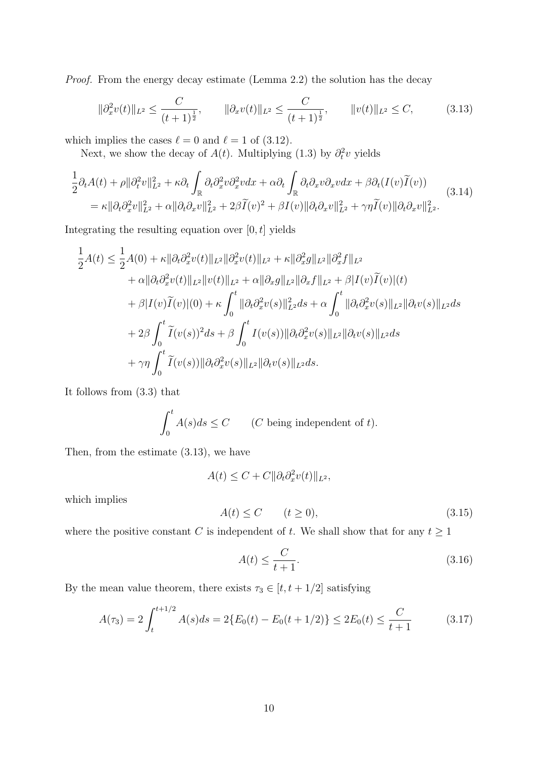*Proof.* From the energy decay estimate (Lemma 2.2) the solution has the decay

$$
\|\partial_x^2 v(t)\|_{L^2} \le \frac{C}{(t+1)^{\frac{1}{2}}}, \qquad \|\partial_x v(t)\|_{L^2} \le \frac{C}{(t+1)^{\frac{1}{2}}}, \qquad \|v(t)\|_{L^2} \le C, \tag{3.13}
$$

which implies the cases $\ell = 0$ and $\ell = 1$ of (3.12).

Next, we show the decay of $A(t)$. Multiplying (1.3) by $\partial_t^2 v$ yields

$$
\begin{aligned}
&\frac{1}{2}\partial_t A(t) + \rho\|\partial_t^2 v\|_{L^2}^2 + \kappa \partial_t \int_{\mathbb{R}} \partial_t \partial_x^2 v \partial_x^2 v dx + \alpha \partial_t \int_{\mathbb{R}} \partial_t \partial_x v \partial_x v dx + \beta \partial_t (I(v)\widetilde{I}(v)) \\
&\quad = \kappa\|\partial_t \partial_x^2 v\|_{L^2}^2 + \alpha \|\partial_t \partial_x v\|_{L^2}^2 + 2\beta \widetilde{I}(v)^2 + \beta I(v)\|\partial_t \partial_x v\|_{L^2}^2 + \gamma\eta \widetilde{I}(v)\|\partial_t \partial_x v\|_{L^2}^2.
\end{aligned} \tag{3.14}
$$

Integrating the resulting equation over $[0, t]$ yields

$$
\begin{aligned}
\frac{1}{2}A(t) \le\ & \frac{1}{2}A(0) + \kappa\|\partial_t \partial_x^2 v(t)\|_{L^2}\|\partial_x^2 v(t)\|_{L^2} + \kappa\|\partial_x^2 g\|_{L^2}\|\partial_x^2 f\|_{L^2} \\
&+ \alpha\|\partial_t \partial_x^2 v(t)\|_{L^2}\|v(t)\|_{L^2} + \alpha\|\partial_x g\|_{L^2}\|\partial_x f\|_{L^2} + \beta|I(v)\widetilde{I}(v)|(t) \\
&+ \beta|I(v)\widetilde{I}(v)|(0) + \kappa\int_0^t \|\partial_t \partial_x^2 v(s)\|_{L^2}^2 ds + \alpha\int_0^t \|\partial_t \partial_x^2 v(s)\|_{L^2}\|\partial_t v(s)\|_{L^2} ds \\
&+ 2\beta\int_0^t \widetilde{I}(v(s))^2 ds + \beta\int_0^t I(v(s))\|\partial_t \partial_x^2 v(s)\|_{L^2}\|\partial_t v(s)\|_{L^2} ds \\
&+ \gamma\eta\int_0^t \widetilde{I}(v(s))\|\partial_t \partial_x^2 v(s)\|_{L^2}\|\partial_t v(s)\|_{L^2} ds.
\end{aligned}
$$

It follows from (3.3) that

$$
\int_0^t A(s) ds \le C \qquad (C \text{ being independent of } t).
$$

Then, from the estimate (3.13), we have

$$
A(t) \le C + C\|\partial_t \partial_x^2 v(t)\|_{L^2},
$$

which implies

$$
A(t) \le C \qquad (t \ge 0), \tag{3.15}
$$

where the positive constant $C$ is independent of $t$. We shall show that for any $t \ge 1$

$$
A(t) \le \frac{C}{t+1}. \tag{3.16}
$$

By the mean value theorem, there exists $\tau_3 \in [t, t+1/2]$ satisfying

$$
A(\tau_3) = 2\int_t^{t+1/2} A(s) ds = 2\{E_0(t) - E_0(t+1/2)\} \le 2E_0(t) \le \frac{C}{t+1} \tag{3.17}
$$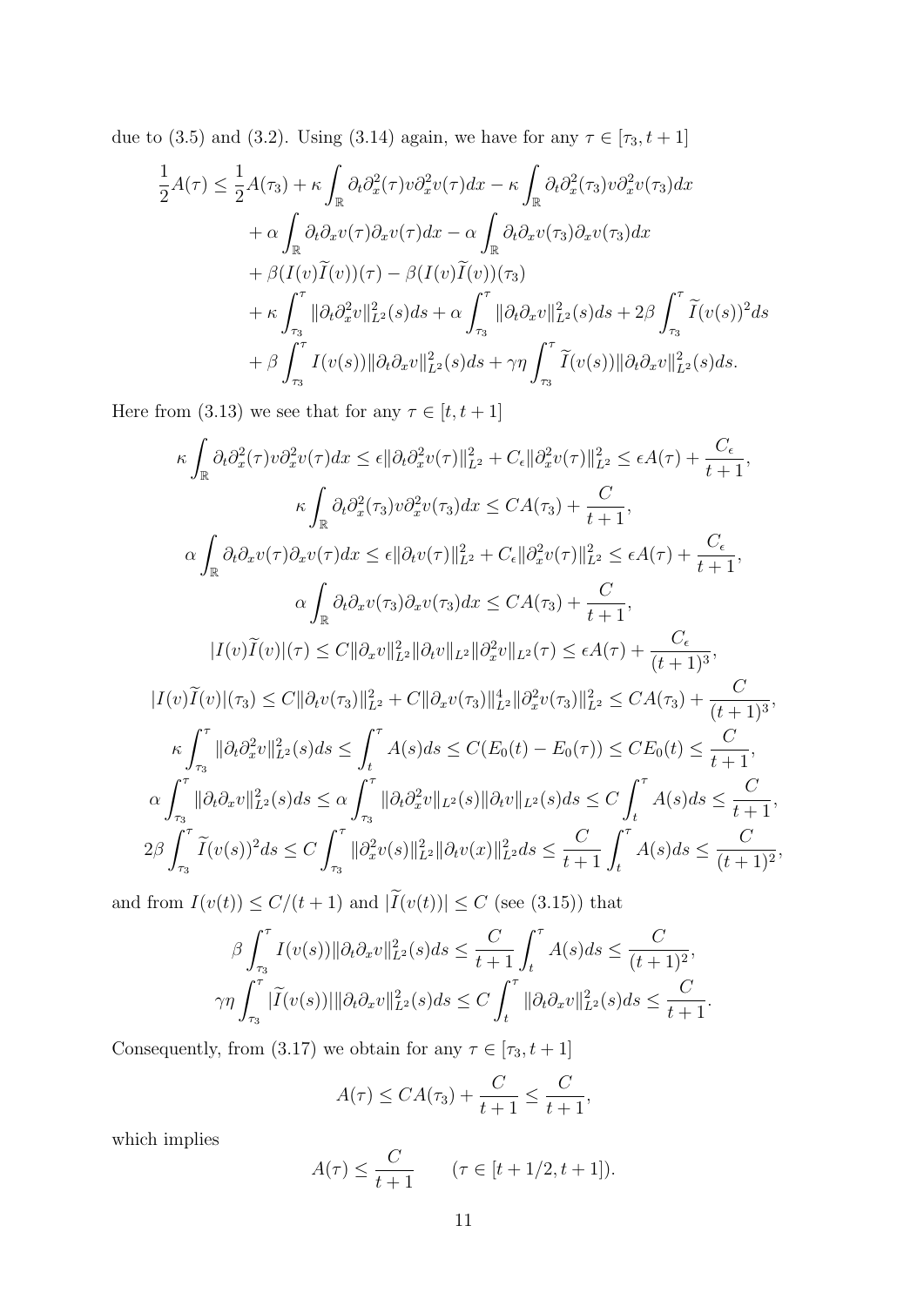due to (3.5) and (3.2). Using (3.14) again, we have for any $\tau \in [\tau_3, t+1]$

$$
\begin{aligned}
\frac{1}{2}A(\tau) \le \frac{1}{2}A(\tau_3) &+ \kappa \int_{\mathbb{R}} \partial_t \partial_x^2(\tau) v \partial_x^2 v(\tau) dx - \kappa \int_{\mathbb{R}} \partial_t \partial_x^2(\tau_3) v \partial_x^2 v(\tau_3) dx \\
&+ \alpha \int_{\mathbb{R}} \partial_t \partial_x v(\tau) \partial_x v(\tau) dx - \alpha \int_{\mathbb{R}} \partial_t \partial_x v(\tau_3) \partial_x v(\tau_3) dx \\
&+ \beta (I(v)\widetilde{I}(v))(\tau) - \beta (I(v)\widetilde{I}(v))(\tau_3) \\
&+ \kappa \int_{\tau_3}^{\tau} \|\partial_t \partial_x^2 v\|_{L^2}^2(s) ds + \alpha \int_{\tau_3}^{\tau} \|\partial_t \partial_x v\|_{L^2}^2(s) ds + 2\beta \int_{\tau_3}^{\tau} \widetilde{I}(v(s))^2 ds \\
&+ \beta \int_{\tau_3}^{\tau} I(v(s)) \|\partial_t \partial_x v\|_{L^2}^2(s) ds + \gamma\eta \int_{\tau_3}^{\tau} \widetilde{I}(v(s)) \|\partial_t \partial_x v\|_{L^2}^2(s) ds.
\end{aligned}
$$

Here from (3.13) we see that for any $\tau \in [t, t+1]$

$$
\begin{gathered}
\kappa \int_{\mathbb{R}} \partial_t \partial_x^2(\tau) v \partial_x^2 v(\tau) dx \le \epsilon \|\partial_t \partial_x^2 v(\tau)\|_{L^2}^2 + C_\epsilon \|\partial_x^2 v(\tau)\|_{L^2}^2 \le \epsilon A(\tau) + \frac{C_\epsilon}{t+1}, \\
\kappa \int_{\mathbb{R}} \partial_t \partial_x^2(\tau_3) v \partial_x^2 v(\tau_3) dx \le C A(\tau_3) + \frac{C}{t+1}, \\
\alpha \int_{\mathbb{R}} \partial_t \partial_x v(\tau) \partial_x v(\tau) dx \le \epsilon \|\partial_t v(\tau)\|_{L^2}^2 + C_\epsilon \|\partial_x^2 v(\tau)\|_{L^2}^2 \le \epsilon A(\tau) + \frac{C_\epsilon}{t+1}, \\
\alpha \int_{\mathbb{R}} \partial_t \partial_x v(\tau_3) \partial_x v(\tau_3) dx \le C A(\tau_3) + \frac{C}{t+1}, \\
|I(v)\widetilde{I}(v)|(\tau) \le C \|\partial_x v\|_{L^2}^2 \|\partial_t v\|_{L^2} \|\partial_x^2 v\|_{L^2}(\tau) \le \epsilon A(\tau) + \frac{C_\epsilon}{(t+1)^3}, \\
|I(v)\widetilde{I}(v)|(\tau_3) \le C \|\partial_t v(\tau_3)\|_{L^2}^2 + C \|\partial_x v(\tau_3)\|_{L^2}^4 \|\partial_x^2 v(\tau_3)\|_{L^2}^2 \le C A(\tau_3) + \frac{C}{(t+1)^3}, \\
\kappa \int_{\tau_3}^{\tau} \|\partial_t \partial_x^2 v\|_{L^2}^2(s) ds \le \int_t^{\tau} A(s) ds \le C(E_0(t) - E_0(\tau)) \le C E_0(t) \le \frac{C}{t+1}, \\
\alpha \int_{\tau_3}^{\tau} \|\partial_t \partial_x v\|_{L^2}^2(s) ds \le \alpha \int_{\tau_3}^{\tau} \|\partial_t \partial_x^2 v\|_{L^2}(s) \|\partial_t v\|_{L^2}(s) ds \le C \int_t^{\tau} A(s) ds \le \frac{C}{t+1}, \\
2\beta \int_{\tau_3}^{\tau} \widetilde{I}(v(s))^2 ds \le C \int_{\tau_3}^{\tau} \|\partial_x^2 v(s)\|_{L^2}^2 \|\partial_t v(x)\|_{L^2}^2 ds \le \frac{C}{t+1} \int_t^{\tau} A(s) ds \le \frac{C}{(t+1)^2},
\end{gathered}
$$

and from $I(v(t)) \le C/(t+1)$ and $|\widetilde{I}(v(t))| \le C$ (see (3.15)) that

$$
\begin{gathered}
\beta \int_{\tau_3}^{\tau} I(v(s)) \|\partial_t \partial_x v\|_{L^2}^2(s) ds \le \frac{C}{t+1} \int_t^{\tau} A(s) ds \le \frac{C}{(t+1)^2}, \\
\gamma\eta \int_{\tau_3}^{\tau} |\widetilde{I}(v(s))| \|\partial_t \partial_x v\|_{L^2}^2(s) ds \le C \int_t^{\tau} \|\partial_t \partial_x v\|_{L^2}^2(s) ds \le \frac{C}{t+1}.
\end{gathered}
$$

Consequently, from (3.17) we obtain for any $\tau \in [\tau_3, t+1]$

$$
A(\tau) \le C A(\tau_3) + \frac{C}{t+1} \le \frac{C}{t+1},
$$

which implies

$$
A(\tau) \le \frac{C}{t+1} \qquad (\tau \in [t+1/2, t+1]).
$$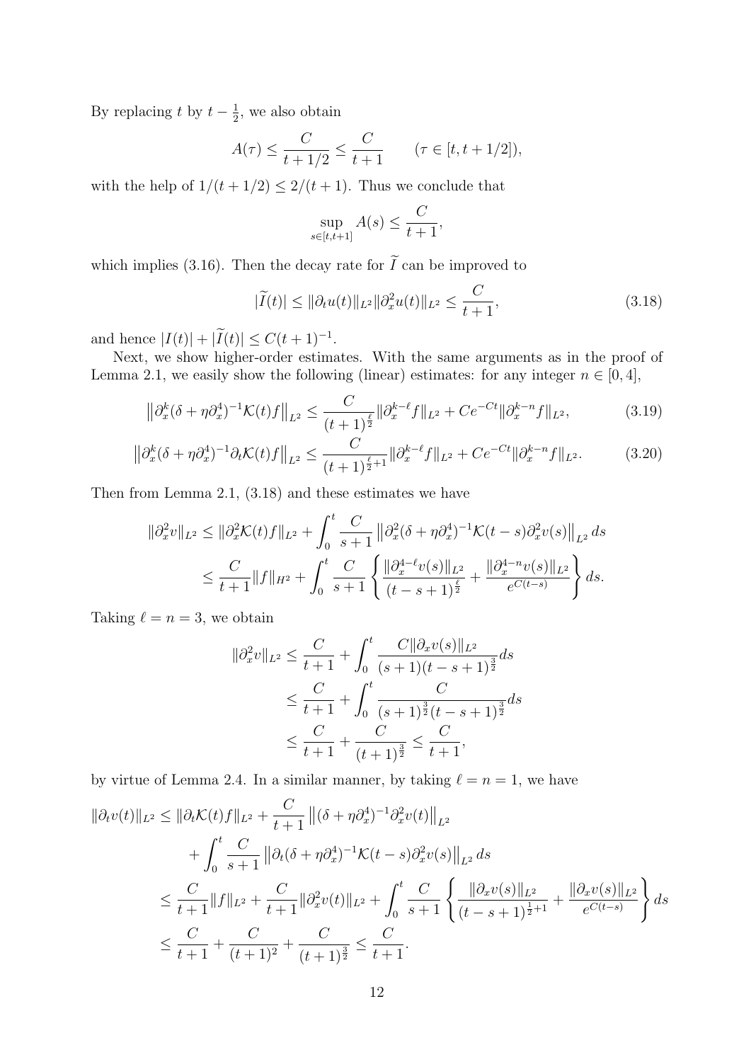By replacing $t$ by $t - \frac{1}{2}$, we also obtain

$$A(\tau) \leq \frac{C}{t+1/2} \leq \frac{C}{t+1} \qquad (\tau \in [t, t+1/2]),$$

with the help of $1/(t+1/2) \leq 2/(t+1)$. Thus we conclude that

$$\sup_{s\in[t,t+1]} A(s) \leq \frac{C}{t+1},$$

which implies (3.16). Then the decay rate for $\widetilde{I}$ can be improved to

$$|\widetilde{I}(t)| \leq \|\partial_t u(t)\|_{L^2} \|\partial_x^2 u(t)\|_{L^2} \leq \frac{C}{t+1}, \tag{3.18}$$

and hence $|I(t)| + |\widetilde{I}(t)| \leq C(t+1)^{-1}$.

Next, we show higher-order estimates. With the same arguments as in the proof of Lemma 2.1, we easily show the following (linear) estimates: for any integer $n \in [0, 4]$,

$$\left\|\partial_x^k (\delta + \eta\partial_x^4)^{-1} \mathcal{K}(t) f\right\|_{L^2} \leq \frac{C}{(t+1)^{\frac{\ell}{2}}} \|\partial_x^{k-\ell} f\|_{L^2} + Ce^{-Ct} \|\partial_x^{k-n} f\|_{L^2}, \tag{3.19}$$

$$\left\|\partial_x^k (\delta + \eta\partial_x^4)^{-1} \partial_t \mathcal{K}(t) f\right\|_{L^2} \leq \frac{C}{(t+1)^{\frac{\ell}{2}+1}} \|\partial_x^{k-\ell} f\|_{L^2} + Ce^{-Ct} \|\partial_x^{k-n} f\|_{L^2}. \tag{3.20}$$

Then from Lemma 2.1, (3.18) and these estimates we have

$$\begin{aligned}
\|\partial_x^2 v\|_{L^2} &\leq \|\partial_x^2 \mathcal{K}(t) f\|_{L^2} + \int_0^t \frac{C}{s+1} \left\|\partial_x^2 (\delta + \eta\partial_x^4)^{-1} \mathcal{K}(t-s) \partial_x^2 v(s)\right\|_{L^2} ds \\
&\leq \frac{C}{t+1} \|f\|_{H^2} + \int_0^t \frac{C}{s+1} \left\{ \frac{\|\partial_x^{4-\ell} v(s)\|_{L^2}}{(t-s+1)^{\frac{\ell}{2}}} + \frac{\|\partial_x^{4-n} v(s)\|_{L^2}}{e^{C(t-s)}} \right\} ds.
\end{aligned}$$

Taking $\ell = n = 3$, we obtain

$$\begin{aligned}
\|\partial_x^2 v\|_{L^2} &\leq \frac{C}{t+1} + \int_0^t \frac{C \|\partial_x v(s)\|_{L^2}}{(s+1)(t-s+1)^{\frac{3}{2}}} ds \\
&\leq \frac{C}{t+1} + \int_0^t \frac{C}{(s+1)^{\frac{3}{2}} (t-s+1)^{\frac{3}{2}}} ds \\
&\leq \frac{C}{t+1} + \frac{C}{(t+1)^{\frac{3}{2}}} \leq \frac{C}{t+1},
\end{aligned}$$

by virtue of Lemma 2.4. In a similar manner, by taking $\ell = n = 1$, we have

$$\begin{aligned}
\|\partial_t v(t)\|_{L^2} &\leq \|\partial_t \mathcal{K}(t) f\|_{L^2} + \frac{C}{t+1} \left\|(\delta + \eta\partial_x^4)^{-1} \partial_x^2 v(t)\right\|_{L^2} \\
&\quad + \int_0^t \frac{C}{s+1} \left\|\partial_t (\delta + \eta\partial_x^4)^{-1} \mathcal{K}(t-s) \partial_x^2 v(s)\right\|_{L^2} ds \\
&\leq \frac{C}{t+1} \|f\|_{L^2} + \frac{C}{t+1} \|\partial_x^2 v(t)\|_{L^2} + \int_0^t \frac{C}{s+1} \left\{ \frac{\|\partial_x v(s)\|_{L^2}}{(t-s+1)^{\frac{1}{2}+1}} + \frac{\|\partial_x v(s)\|_{L^2}}{e^{C(t-s)}} \right\} ds \\
&\leq \frac{C}{t+1} + \frac{C}{(t+1)^2} + \frac{C}{(t+1)^{\frac{3}{2}}} \leq \frac{C}{t+1}.
\end{aligned}$$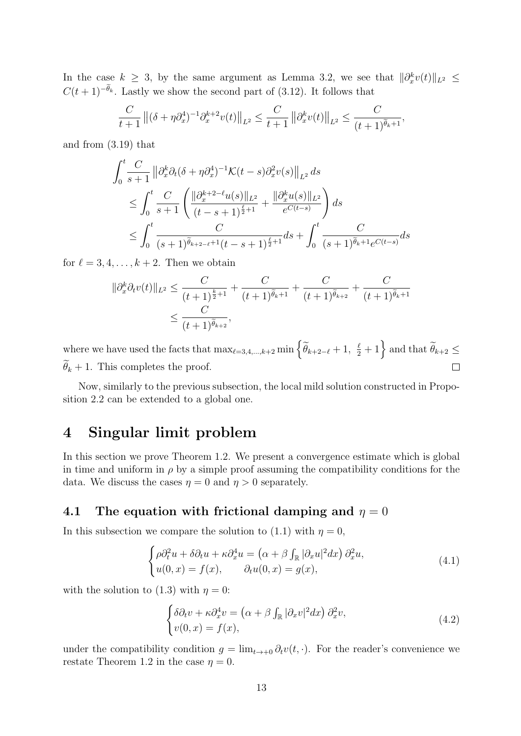In the case $k \geq 3$, by the same argument as Lemma 3.2, we see that $\|\partial_x^k v(t)\|_{L^2} \leq C(t+1)^{-\widetilde{\theta}_k}$. Lastly we show the second part of (3.12). It follows that

$$\frac{C}{t+1}\left\|(\delta+\eta\partial_x^4)^{-1}\partial_x^{k+2}v(t)\right\|_{L^2} \leq \frac{C}{t+1}\left\|\partial_x^k v(t)\right\|_{L^2} \leq \frac{C}{(t+1)^{\widetilde{\theta}_k+1}},$$

and from (3.19) that

$$\begin{aligned}
&\int_0^t \frac{C}{s+1}\left\|\partial_x^k\partial_t(\delta+\eta\partial_x^4)^{-1}\mathcal{K}(t-s)\partial_x^2 v(s)\right\|_{L^2} ds \\
&\leq \int_0^t \frac{C}{s+1}\left(\frac{\|\partial_x^{k+2-\ell}u(s)\|_{L^2}}{(t-s+1)^{\frac{\ell}{2}+1}} + \frac{\|\partial_x^k u(s)\|_{L^2}}{e^{C(t-s)}}\right) ds \\
&\leq \int_0^t \frac{C}{(s+1)^{\widetilde{\theta}_{k+2-\ell}+1}(t-s+1)^{\frac{\ell}{2}+1}} ds + \int_0^t \frac{C}{(s+1)^{\widetilde{\theta}_k+1}e^{C(t-s)}} ds
\end{aligned}$$

for $\ell = 3, 4, \ldots, k+2$. Then we obtain

$$\begin{aligned}
\|\partial_x^k\partial_t v(t)\|_{L^2} &\leq \frac{C}{(t+1)^{\frac{k}{2}+1}} + \frac{C}{(t+1)^{\widetilde{\theta}_k+1}} + \frac{C}{(t+1)^{\widetilde{\theta}_{k+2}}} + \frac{C}{(t+1)^{\widetilde{\theta}_k+1}} \\
&\leq \frac{C}{(t+1)^{\widetilde{\theta}_{k+2}}},
\end{aligned}$$

where we have used the facts that $\max_{\ell=3,4,\ldots,k+2}\min\left\{\widetilde{\theta}_{k+2-\ell}+1,\ \frac{\ell}{2}+1\right\}$ and that $\widetilde{\theta}_{k+2} \leq \widetilde{\theta}_k + 1$. This completes the proof. $\square$

Now, similarly to the previous subsection, the local mild solution constructed in Proposition 2.2 can be extended to a global one.

# 4 Singular limit problem

In this section we prove Theorem 1.2. We present a convergence estimate which is global in time and uniform in $\rho$ by a simple proof assuming the compatibility conditions for the data. We discuss the cases $\eta = 0$ and $\eta > 0$ separately.

## 4.1 The equation with frictional damping and $\eta = 0$

In this subsection we compare the solution to (1.1) with $\eta = 0$,

$$\begin{cases} \rho\partial_t^2 u + \delta\partial_t u + \kappa\partial_x^4 u = \left(\alpha + \beta\int_{\mathbb{R}}|\partial_x u|^2 dx\right)\partial_x^2 u, \\ u(0,x) = f(x), \qquad \partial_t u(0,x) = g(x), \end{cases} \tag{4.1}$$

with the solution to (1.3) with $\eta = 0$:

$$\begin{cases} \delta\partial_t v + \kappa\partial_x^4 v = \left(\alpha + \beta\int_{\mathbb{R}}|\partial_x v|^2 dx\right)\partial_x^2 v, \\ v(0,x) = f(x), \end{cases} \tag{4.2}$$

under the compatibility condition $g = \lim_{t\to+0}\partial_t v(t,\cdot)$. For the reader's convenience we restate Theorem 1.2 in the case $\eta = 0$.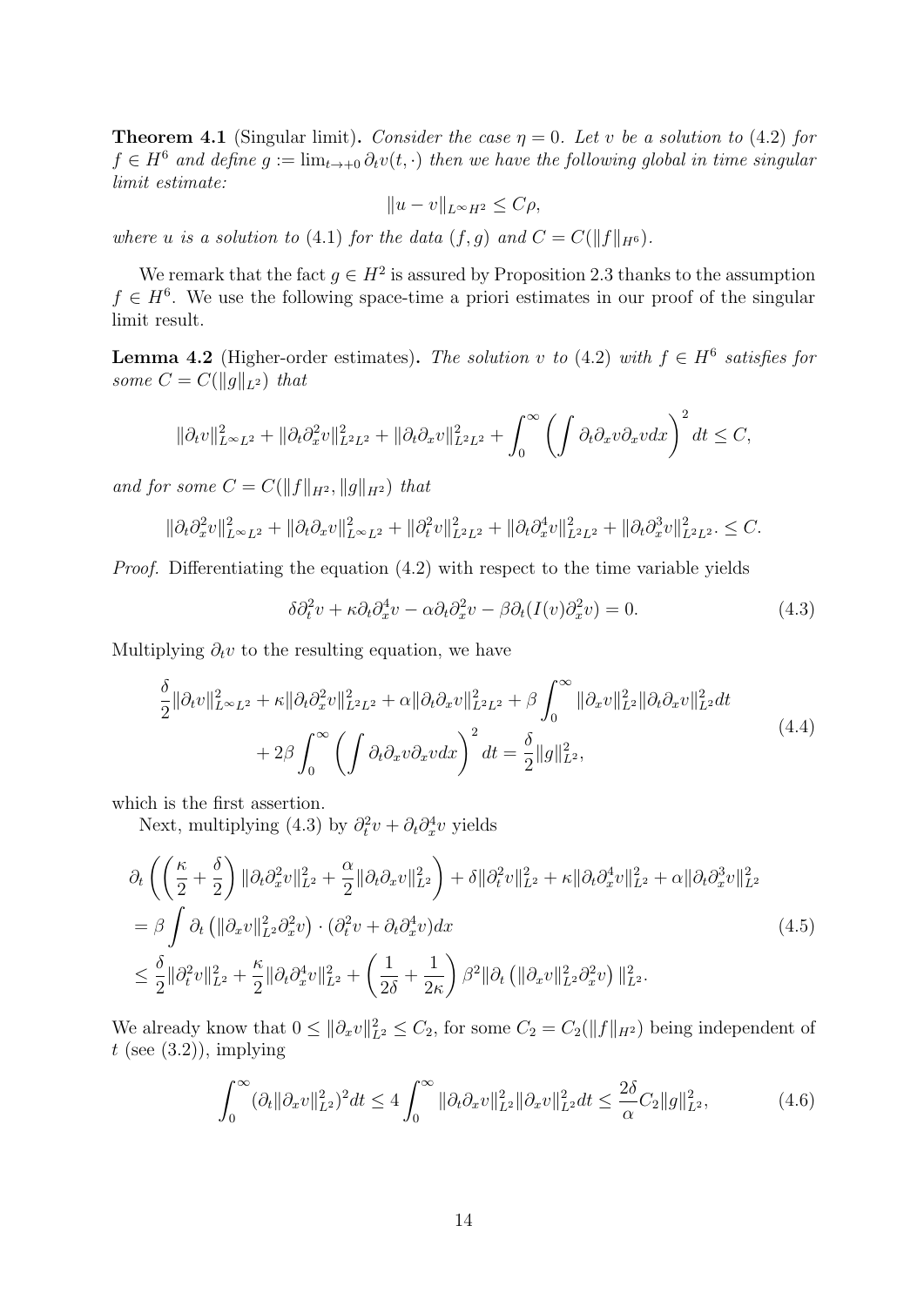**Theorem 4.1** (Singular limit)**.** *Consider the case $\eta = 0$. Let $v$ be a solution to (4.2) for $f \in H^6$ and define $g := \lim_{t\to+0} \partial_t v(t,\cdot)$ then we have the following global in time singular limit estimate:*

$$\|u - v\|_{L^\infty H^2} \leq C\rho,$$

*where $u$ is a solution to (4.1) for the data $(f, g)$ and $C = C(\|f\|_{H^6})$.*

We remark that the fact $g \in H^2$ is assured by Proposition 2.3 thanks to the assumption $f \in H^6$. We use the following space-time a priori estimates in our proof of the singular limit result.

**Lemma 4.2** (Higher-order estimates)**.** *The solution $v$ to (4.2) with $f \in H^6$ satisfies for some $C = C(\|g\|_{L^2})$ that*

$$\|\partial_t v\|_{L^\infty L^2}^2 + \|\partial_t \partial_x^2 v\|_{L^2L^2}^2 + \|\partial_t \partial_x v\|_{L^2L^2}^2 + \int_0^\infty \left( \int \partial_t \partial_x v \partial_x v dx \right)^2 dt \leq C,$$

*and for some $C = C(\|f\|_{H^2}, \|g\|_{H^2})$ that*

$$\|\partial_t \partial_x^2 v\|_{L^\infty L^2}^2 + \|\partial_t \partial_x v\|_{L^\infty L^2}^2 + \|\partial_t^2 v\|_{L^2L^2}^2 + \|\partial_t \partial_x^4 v\|_{L^2L^2}^2 + \|\partial_t \partial_x^3 v\|_{L^2L^2}^2. \leq C.$$

*Proof.* Differentiating the equation (4.2) with respect to the time variable yields

$$\delta \partial_t^2 v + \kappa \partial_t \partial_x^4 v - \alpha \partial_t \partial_x^2 v - \beta \partial_t (I(v)\partial_x^2 v) = 0. \tag{4.3}$$

Multiplying $\partial_t v$ to the resulting equation, we have

$$\begin{aligned}
\frac{\delta}{2}\|\partial_t v\|_{L^\infty L^2}^2 + \kappa\|\partial_t \partial_x^2 v\|_{L^2L^2}^2 + \alpha\|\partial_t \partial_x v\|_{L^2L^2}^2 + \beta \int_0^\infty \|\partial_x v\|_{L^2}^2 \|\partial_t \partial_x v\|_{L^2}^2 dt \\
+ 2\beta \int_0^\infty \left( \int \partial_t \partial_x v \partial_x v dx \right)^2 dt = \frac{\delta}{2}\|g\|_{L^2}^2,
\end{aligned} \tag{4.4}$$

which is the first assertion.

Next, multiplying (4.3) by $\partial_t^2 v + \partial_t \partial_x^4 v$ yields

$$\begin{aligned}
&\partial_t \left( \left( \frac{\kappa}{2} + \frac{\delta}{2} \right) \|\partial_t \partial_x^2 v\|_{L^2}^2 + \frac{\alpha}{2}\|\partial_t \partial_x v\|_{L^2}^2 \right) + \delta\|\partial_t^2 v\|_{L^2}^2 + \kappa\|\partial_t \partial_x^4 v\|_{L^2}^2 + \alpha\|\partial_t \partial_x^3 v\|_{L^2}^2 \\
&= \beta \int \partial_t \left( \|\partial_x v\|_{L^2}^2 \partial_x^2 v \right) \cdot (\partial_t^2 v + \partial_t \partial_x^4 v) dx \\
&\leq \frac{\delta}{2}\|\partial_t^2 v\|_{L^2}^2 + \frac{\kappa}{2}\|\partial_t \partial_x^4 v\|_{L^2}^2 + \left( \frac{1}{2\delta} + \frac{1}{2\kappa} \right) \beta^2 \|\partial_t \left( \|\partial_x v\|_{L^2}^2 \partial_x^2 v \right)\|_{L^2}^2.
\end{aligned} \tag{4.5}$$

We already know that $0 \leq \|\partial_x v\|_{L^2}^2 \leq C_2$, for some $C_2 = C_2(\|f\|_{H^2})$ being independent of $t$ (see (3.2)), implying

$$\int_0^\infty (\partial_t \|\partial_x v\|_{L^2}^2)^2 dt \leq 4 \int_0^\infty \|\partial_t \partial_x v\|_{L^2}^2 \|\partial_x v\|_{L^2}^2 dt \leq \frac{2\delta}{\alpha} C_2 \|g\|_{L^2}^2, \tag{4.6}$$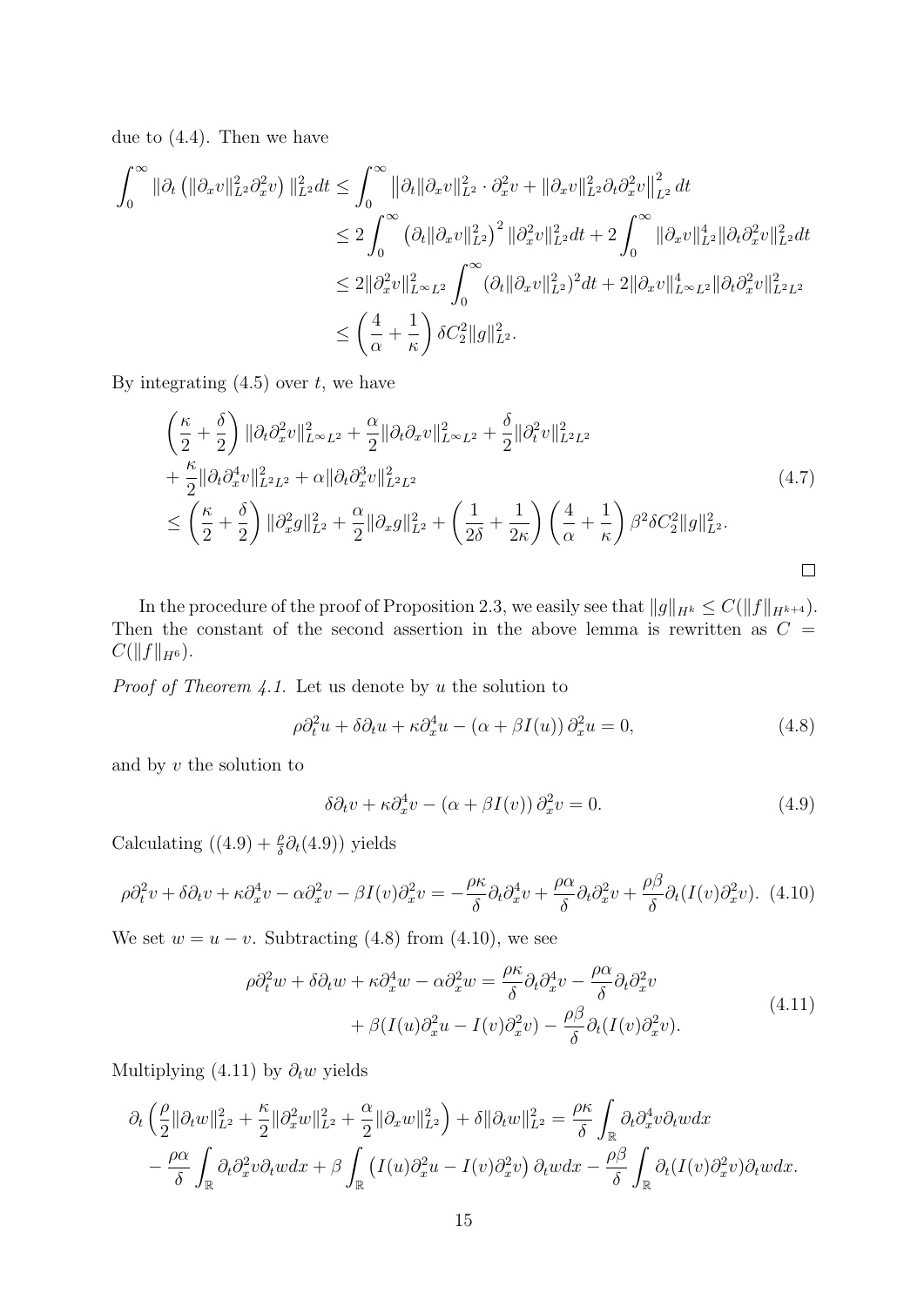due to (4.4). Then we have

$$
\begin{aligned}
\int_0^\infty \|\partial_t \left(\|\partial_x v\|_{L^2}^2 \partial_x^2 v\right)\|_{L^2}^2 dt &\le \int_0^\infty \left\|\partial_t \|\partial_x v\|_{L^2}^2 \cdot \partial_x^2 v + \|\partial_x v\|_{L^2}^2 \partial_t \partial_x^2 v\right\|_{L^2}^2 dt \\
&\le 2\int_0^\infty \left(\partial_t \|\partial_x v\|_{L^2}^2\right)^2 \|\partial_x^2 v\|_{L^2}^2 dt + 2\int_0^\infty \|\partial_x v\|_{L^2}^4 \|\partial_t \partial_x^2 v\|_{L^2}^2 dt \\
&\le 2\|\partial_x^2 v\|_{L^\infty L^2}^2 \int_0^\infty (\partial_t \|\partial_x v\|_{L^2}^2)^2 dt + 2\|\partial_x v\|_{L^\infty L^2}^4 \|\partial_t \partial_x^2 v\|_{L^2 L^2}^2 \\
&\le \left(\frac{4}{\alpha} + \frac{1}{\kappa}\right) \delta C_2^2 \|g\|_{L^2}^2.
\end{aligned}
$$

By integrating (4.5) over $t$, we have

$$
\begin{aligned}
&\left(\frac{\kappa}{2} + \frac{\delta}{2}\right) \|\partial_t \partial_x^2 v\|_{L^\infty L^2}^2 + \frac{\alpha}{2} \|\partial_t \partial_x v\|_{L^\infty L^2}^2 + \frac{\delta}{2} \|\partial_t^2 v\|_{L^2 L^2}^2 \\
&+ \frac{\kappa}{2} \|\partial_t \partial_x^4 v\|_{L^2 L^2}^2 + \alpha \|\partial_t \partial_x^3 v\|_{L^2 L^2}^2 \\
&\le \left(\frac{\kappa}{2} + \frac{\delta}{2}\right) \|\partial_x^2 g\|_{L^2}^2 + \frac{\alpha}{2} \|\partial_x g\|_{L^2}^2 + \left(\frac{1}{2\delta} + \frac{1}{2\kappa}\right) \left(\frac{4}{\alpha} + \frac{1}{\kappa}\right) \beta^2 \delta C_2^2 \|g\|_{L^2}^2.
\end{aligned} \tag{4.7}
$$

□

In the procedure of the proof of Proposition 2.3, we easily see that $\|g\|_{H^k} \le C(\|f\|_{H^{k+4}})$. Then the constant of the second assertion in the above lemma is rewritten as $C = C(\|f\|_{H^6})$.

*Proof of Theorem 4.1.* Let us denote by $u$ the solution to

$$
\rho \partial_t^2 u + \delta \partial_t u + \kappa \partial_x^4 u - (\alpha + \beta I(u))\, \partial_x^2 u = 0, \tag{4.8}
$$

and by $v$ the solution to

$$
\delta \partial_t v + \kappa \partial_x^4 v - (\alpha + \beta I(v))\, \partial_x^2 v = 0. \tag{4.9}
$$

Calculating $((4.9) + \frac{\rho}{\delta}\partial_t(4.9))$ yields

$$
\rho \partial_t^2 v + \delta \partial_t v + \kappa \partial_x^4 v - \alpha \partial_x^2 v - \beta I(v) \partial_x^2 v = -\frac{\rho\kappa}{\delta} \partial_t \partial_x^4 v + \frac{\rho\alpha}{\delta} \partial_t \partial_x^2 v + \frac{\rho\beta}{\delta} \partial_t (I(v) \partial_x^2 v). \tag{4.10}
$$

We set $w = u - v$. Subtracting (4.8) from (4.10), we see

$$
\begin{aligned}
\rho \partial_t^2 w + \delta \partial_t w + \kappa \partial_x^4 w - \alpha \partial_x^2 w = \frac{\rho\kappa}{\delta} \partial_t \partial_x^4 v - \frac{\rho\alpha}{\delta} \partial_t \partial_x^2 v \\
+ \beta (I(u) \partial_x^2 u - I(v) \partial_x^2 v) - \frac{\rho\beta}{\delta} \partial_t (I(v) \partial_x^2 v).
\end{aligned} \tag{4.11}
$$

Multiplying (4.11) by $\partial_t w$ yields

$$
\begin{aligned}
&\partial_t \left(\frac{\rho}{2} \|\partial_t w\|_{L^2}^2 + \frac{\kappa}{2} \|\partial_x^2 w\|_{L^2}^2 + \frac{\alpha}{2} \|\partial_x w\|_{L^2}^2\right) + \delta \|\partial_t w\|_{L^2}^2 = \frac{\rho\kappa}{\delta} \int_{\mathbb{R}} \partial_t \partial_x^4 v \partial_t w dx \\
&- \frac{\rho\alpha}{\delta} \int_{\mathbb{R}} \partial_t \partial_x^2 v \partial_t w dx + \beta \int_{\mathbb{R}} \left(I(u) \partial_x^2 u - I(v) \partial_x^2 v\right) \partial_t w dx - \frac{\rho\beta}{\delta} \int_{\mathbb{R}} \partial_t (I(v) \partial_x^2 v) \partial_t w dx.
\end{aligned}
$$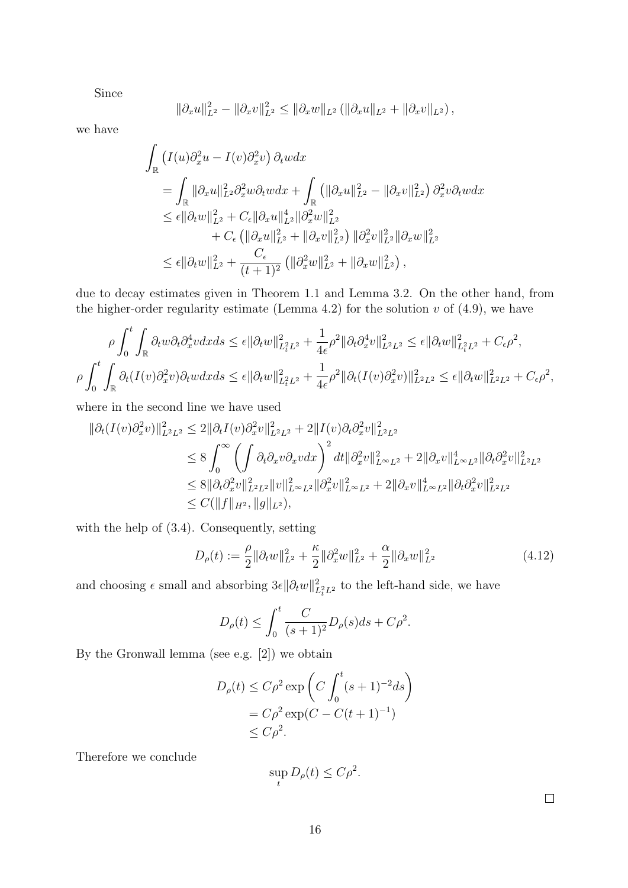Since

$$\|\partial_x u\|_{L^2}^2 - \|\partial_x v\|_{L^2}^2 \le \|\partial_x w\|_{L^2} \left(\|\partial_x u\|_{L^2} + \|\partial_x v\|_{L^2}\right),$$

we have

$$\begin{aligned}
\int_{\mathbb{R}} &\left(I(u)\partial_x^2 u - I(v)\partial_x^2 v\right) \partial_t w dx \\
&= \int_{\mathbb{R}} \|\partial_x u\|_{L^2}^2 \partial_x^2 w \partial_t w dx + \int_{\mathbb{R}} \left(\|\partial_x u\|_{L^2}^2 - \|\partial_x v\|_{L^2}^2\right) \partial_x^2 v \partial_t w dx \\
&\le \epsilon \|\partial_t w\|_{L^2}^2 + C_\epsilon \|\partial_x u\|_{L^2}^4 \|\partial_x^2 w\|_{L^2}^2 \\
&\qquad + C_\epsilon \left(\|\partial_x u\|_{L^2}^2 + \|\partial_x v\|_{L^2}^2\right) \|\partial_x^2 v\|_{L^2}^2 \|\partial_x w\|_{L^2}^2 \\
&\le \epsilon \|\partial_t w\|_{L^2}^2 + \frac{C_\epsilon}{(t+1)^2} \left(\|\partial_x^2 w\|_{L^2}^2 + \|\partial_x w\|_{L^2}^2\right),
\end{aligned}$$

due to decay estimates given in Theorem 1.1 and Lemma 3.2. On the other hand, from the higher-order regularity estimate (Lemma 4.2) for the solution $v$ of (4.9), we have

$$\rho \int_0^t \int_{\mathbb{R}} \partial_t w \partial_t \partial_x^4 v dx ds \le \epsilon \|\partial_t w\|_{L_t^2 L^2}^2 + \frac{1}{4\epsilon} \rho^2 \|\partial_t \partial_x^4 v\|_{L^2 L^2}^2 \le \epsilon \|\partial_t w\|_{L_t^2 L^2}^2 + C_\epsilon \rho^2,$$

$$\rho \int_0^t \int_{\mathbb{R}} \partial_t (I(v)\partial_x^2 v) \partial_t w dx ds \le \epsilon \|\partial_t w\|_{L_t^2 L^2}^2 + \frac{1}{4\epsilon} \rho^2 \|\partial_t (I(v)\partial_x^2 v)\|_{L^2 L^2}^2 \le \epsilon \|\partial_t w\|_{L^2 L^2}^2 + C_\epsilon \rho^2,$$

where in the second line we have used

$$\begin{aligned}
\|\partial_t (I(v)\partial_x^2 v)\|_{L^2 L^2}^2 &\le 2\|\partial_t I(v) \partial_x^2 v\|_{L^2 L^2}^2 + 2\|I(v)\partial_t \partial_x^2 v\|_{L^2 L^2}^2 \\
&\le 8 \int_0^\infty \left(\int \partial_t \partial_x v \partial_x v dx\right)^2 dt \|\partial_x^2 v\|_{L^\infty L^2}^2 + 2\|\partial_x v\|_{L^\infty L^2}^4 \|\partial_t \partial_x^2 v\|_{L^2 L^2}^2 \\
&\le 8\|\partial_t \partial_x^2 v\|_{L^2 L^2}^2 \|v\|_{L^\infty L^2}^2 \|\partial_x^2 v\|_{L^\infty L^2}^2 + 2\|\partial_x v\|_{L^\infty L^2}^4 \|\partial_t \partial_x^2 v\|_{L^2 L^2}^2 \\
&\le C(\|f\|_{H^2}, \|g\|_{L^2}),
\end{aligned}$$

with the help of (3.4). Consequently, setting

$$D_\rho(t) := \frac{\rho}{2} \|\partial_t w\|_{L^2}^2 + \frac{\kappa}{2} \|\partial_x^2 w\|_{L^2}^2 + \frac{\alpha}{2} \|\partial_x w\|_{L^2}^2 \tag{4.12}$$

and choosing $\epsilon$ small and absorbing $3\epsilon \|\partial_t w\|_{L_t^2 L^2}^2$ to the left-hand side, we have

$$D_\rho(t) \le \int_0^t \frac{C}{(s+1)^2} D_\rho(s) ds + C\rho^2.$$

By the Gronwall lemma (see e.g. [2]) we obtain

$$\begin{aligned}
D_\rho(t) &\le C\rho^2 \exp\left(C \int_0^t (s+1)^{-2} ds\right) \\
&= C\rho^2 \exp(C - C(t+1)^{-1}) \\
&\le C\rho^2.
\end{aligned}$$

Therefore we conclude

$$\sup_t D_\rho(t) \le C\rho^2.$$

$\square$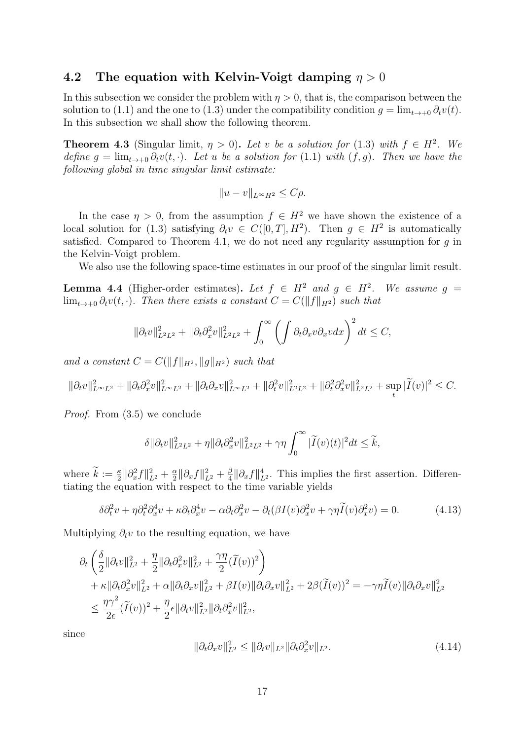### 4.2 The equation with Kelvin-Voigt damping $\eta > 0$

In this subsection we consider the problem with $\eta > 0$, that is, the comparison between the solution to (1.1) and the one to (1.3) under the compatibility condition $g = \lim_{t\to+0} \partial_t v(t)$. In this subsection we shall show the following theorem.

**Theorem 4.3** (Singular limit, $\eta > 0$)**.** *Let $v$ be a solution for* (1.3) *with $f \in H^2$. We define $g = \lim_{t\to+0} \partial_t v(t, \cdot)$. Let $u$ be a solution for* (1.1) *with $(f, g)$. Then we have the following global in time singular limit estimate:*

$$\|u - v\|_{L^\infty H^2} \le C\rho.$$

In the case $\eta > 0$, from the assumption $f \in H^2$ we have shown the existence of a local solution for (1.3) satisfying $\partial_t v \in C([0, T], H^2)$. Then $g \in H^2$ is automatically satisfied. Compared to Theorem 4.1, we do not need any regularity assumption for $g$ in the Kelvin-Voigt problem.

We also use the following space-time estimates in our proof of the singular limit result.

**Lemma 4.4** (Higher-order estimates)**.** *Let $f \in H^2$ and $g \in H^2$. We assume $g = \lim_{t\to+0} \partial_t v(t, \cdot)$. Then there exists a constant $C = C(\|f\|_{H^2})$ such that*

$$\|\partial_t v\|^2_{L^2L^2} + \|\partial_t \partial_x^2 v\|^2_{L^2L^2} + \int_0^\infty \left( \int \partial_t \partial_x v \partial_x v dx \right)^2 dt \le C,$$

*and a constant $C = C(\|f\|_{H^2}, \|g\|_{H^2})$ such that*

$$\|\partial_t v\|^2_{L^\infty L^2} + \|\partial_t \partial_x^2 v\|^2_{L^\infty L^2} + \|\partial_t \partial_x v\|^2_{L^\infty L^2} + \|\partial_t^2 v\|^2_{L^2L^2} + \|\partial_t^2 \partial_x^2 v\|^2_{L^2L^2} + \sup_t |\widetilde{I}(v)|^2 \le C.$$

*Proof.* From (3.5) we conclude

$$\delta \|\partial_t v\|^2_{L^2L^2} + \eta \|\partial_t \partial_x^2 v\|^2_{L^2L^2} + \gamma\eta \int_0^\infty |\widetilde{I}(v)(t)|^2 dt \le \widetilde{k},$$

where $\widetilde{k} := \frac{\kappa}{2}\|\partial_x^2 f\|^2_{L^2} + \frac{\alpha}{2}\|\partial_x f\|^2_{L^2} + \frac{\beta}{4}\|\partial_x f\|^4_{L^2}$. This implies the first assertion. Differentiating the equation with respect to the time variable yields

$$\delta \partial_t^2 v + \eta \partial_t^2 \partial_x^4 v + \kappa \partial_t \partial_x^4 v - \alpha \partial_t \partial_x^2 v - \partial_t(\beta I(v) \partial_x^2 v + \gamma\eta \widetilde{I}(v) \partial_x^2 v) = 0. \tag{4.13}$$

Multiplying $\partial_t v$ to the resulting equation, we have

$$\begin{aligned}
&\partial_t \left( \frac{\delta}{2}\|\partial_t v\|^2_{L^2} + \frac{\eta}{2}\|\partial_t \partial_x^2 v\|^2_{L^2} + \frac{\gamma\eta}{2}(\widetilde{I}(v))^2 \right) \\
&+ \kappa \|\partial_t \partial_x^2 v\|^2_{L^2} + \alpha \|\partial_t \partial_x v\|^2_{L^2} + \beta I(v) \|\partial_t \partial_x v\|^2_{L^2} + 2\beta(\widetilde{I}(v))^2 = -\gamma\eta \widetilde{I}(v) \|\partial_t \partial_x v\|^2_{L^2} \\
&\le \frac{\eta\gamma^2}{2\epsilon}(\widetilde{I}(v))^2 + \frac{\eta}{2}\epsilon \|\partial_t v\|^2_{L^2} \|\partial_t \partial_x^2 v\|^2_{L^2},
\end{aligned}$$

since

$$\|\partial_t \partial_x v\|^2_{L^2} \le \|\partial_t v\|_{L^2} \|\partial_t \partial_x^2 v\|_{L^2}. \tag{4.14}$$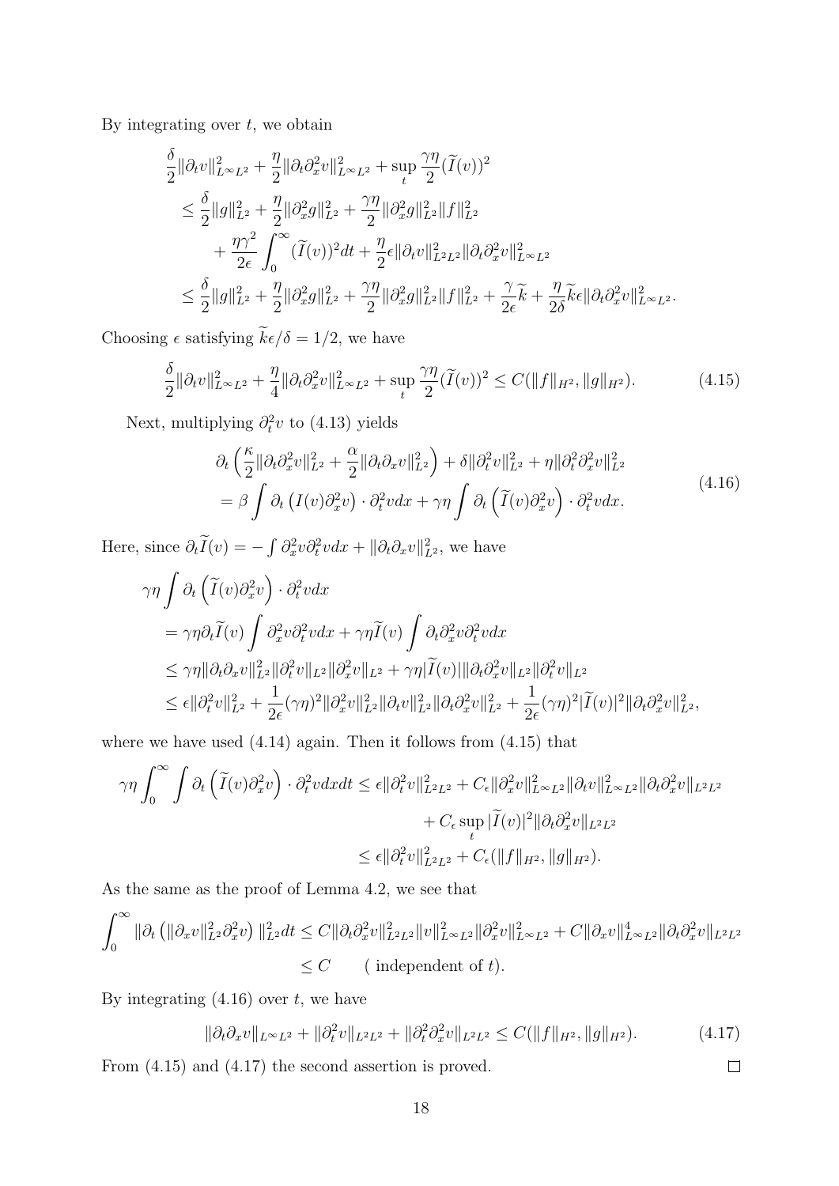By integrating over $t$, we obtain

$$
\begin{aligned}
&\frac{\delta}{2}\|\partial_t v\|_{L^\infty L^2}^2 + \frac{\eta}{2}\|\partial_t \partial_x^2 v\|_{L^\infty L^2}^2 + \sup_t \frac{\gamma\eta}{2}(\widetilde{I}(v))^2 \\
&\le \frac{\delta}{2}\|g\|_{L^2}^2 + \frac{\eta}{2}\|\partial_x^2 g\|_{L^2}^2 + \frac{\gamma\eta}{2}\|\partial_x^2 g\|_{L^2}^2\|f\|_{L^2}^2 \\
&\quad + \frac{\eta\gamma^2}{2\epsilon}\int_0^\infty (\widetilde{I}(v))^2 dt + \frac{\eta}{2}\epsilon\|\partial_t v\|_{L^2L^2}^2\|\partial_t\partial_x^2 v\|_{L^\infty L^2}^2 \\
&\le \frac{\delta}{2}\|g\|_{L^2}^2 + \frac{\eta}{2}\|\partial_x^2 g\|_{L^2}^2 + \frac{\gamma\eta}{2}\|\partial_x^2 g\|_{L^2}^2\|f\|_{L^2}^2 + \frac{\gamma}{2\epsilon}\widetilde{k} + \frac{\eta}{2\delta}\widetilde{k}\epsilon\|\partial_t\partial_x^2 v\|_{L^\infty L^2}^2.
\end{aligned}
$$

Choosing $\epsilon$ satisfying $\widetilde{k}\epsilon/\delta = 1/2$, we have

$$
\frac{\delta}{2}\|\partial_t v\|_{L^\infty L^2}^2 + \frac{\eta}{4}\|\partial_t \partial_x^2 v\|_{L^\infty L^2}^2 + \sup_t \frac{\gamma\eta}{2}(\widetilde{I}(v))^2 \le C(\|f\|_{H^2}, \|g\|_{H^2}). \tag{4.15}
$$

Next, multiplying $\partial_t^2 v$ to (4.13) yields

$$
\begin{aligned}
&\partial_t\left(\frac{\kappa}{2}\|\partial_t\partial_x^2 v\|_{L^2}^2 + \frac{\alpha}{2}\|\partial_t\partial_x v\|_{L^2}^2\right) + \delta\|\partial_t^2 v\|_{L^2}^2 + \eta\|\partial_t^2\partial_x^2 v\|_{L^2}^2 \\
&= \beta\int \partial_t\left(I(v)\partial_x^2 v\right)\cdot\partial_t^2 v dx + \gamma\eta\int \partial_t\left(\widetilde{I}(v)\partial_x^2 v\right)\cdot\partial_t^2 v dx.
\end{aligned} \tag{4.16}
$$

Here, since $\partial_t\widetilde{I}(v) = -\int \partial_x^2 v\partial_t^2 v dx + \|\partial_t\partial_x v\|_{L^2}^2$, we have

$$
\begin{aligned}
&\gamma\eta\int \partial_t\left(\widetilde{I}(v)\partial_x^2 v\right)\cdot\partial_t^2 v dx \\
&= \gamma\eta\partial_t\widetilde{I}(v)\int \partial_x^2 v\partial_t^2 v dx + \gamma\eta\widetilde{I}(v)\int \partial_t\partial_x^2 v\partial_t^2 v dx \\
&\le \gamma\eta\|\partial_t\partial_x v\|_{L^2}^2\|\partial_t^2 v\|_{L^2}\|\partial_x^2 v\|_{L^2} + \gamma\eta|\widetilde{I}(v)|\|\partial_t\partial_x^2 v\|_{L^2}\|\partial_t^2 v\|_{L^2} \\
&\le \epsilon\|\partial_t^2 v\|_{L^2}^2 + \frac{1}{2\epsilon}(\gamma\eta)^2\|\partial_x^2 v\|_{L^2}^2\|\partial_t v\|_{L^2}^2\|\partial_t\partial_x^2 v\|_{L^2}^2 + \frac{1}{2\epsilon}(\gamma\eta)^2|\widetilde{I}(v)|^2\|\partial_t\partial_x^2 v\|_{L^2}^2,
\end{aligned}
$$

where we have used (4.14) again. Then it follows from (4.15) that

$$
\begin{aligned}
\gamma\eta\int_0^\infty\int \partial_t\left(\widetilde{I}(v)\partial_x^2 v\right)\cdot\partial_t^2 v dx dt &\le \epsilon\|\partial_t^2 v\|_{L^2L^2}^2 + C_\epsilon\|\partial_x^2 v\|_{L^\infty L^2}^2\|\partial_t v\|_{L^\infty L^2}^2\|\partial_t\partial_x^2 v\|_{L^2L^2} \\
&\quad + C_\epsilon\sup_t|\widetilde{I}(v)|^2\|\partial_t\partial_x^2 v\|_{L^2L^2} \\
&\le \epsilon\|\partial_t^2 v\|_{L^2L^2}^2 + C_\epsilon(\|f\|_{H^2}, \|g\|_{H^2}).
\end{aligned}
$$

As the same as the proof of Lemma 4.2, we see that

$$
\begin{aligned}
\int_0^\infty \|\partial_t\left(\|\partial_x v\|_{L^2}^2\partial_x^2 v\right)\|_{L^2}^2 dt &\le C\|\partial_t\partial_x^2 v\|_{L^2L^2}^2\|v\|_{L^\infty L^2}^2\|\partial_x^2 v\|_{L^\infty L^2}^2 + C\|\partial_x v\|_{L^\infty L^2}^4\|\partial_t\partial_x^2 v\|_{L^2L^2} \\
&\le C \qquad (\text{ independent of } t).
\end{aligned}
$$

By integrating (4.16) over $t$, we have

$$
\|\partial_t\partial_x v\|_{L^\infty L^2} + \|\partial_t^2 v\|_{L^2L^2} + \|\partial_t^2\partial_x^2 v\|_{L^2L^2} \le C(\|f\|_{H^2}, \|g\|_{H^2}). \tag{4.17}
$$

From (4.15) and (4.17) the second assertion is proved. $\square$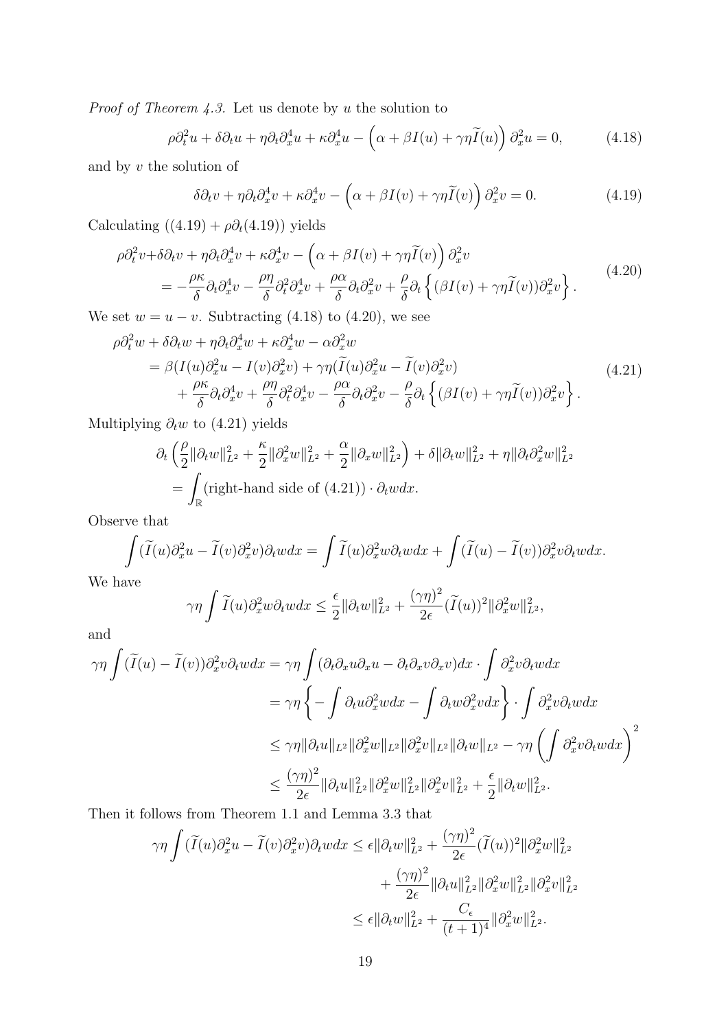*Proof of Theorem 4.3.* Let us denote by $u$ the solution to

$$\rho\partial_t^2 u + \delta\partial_t u + \eta\partial_t\partial_x^4 u + \kappa\partial_x^4 u - \left(\alpha + \beta I(u) + \gamma\eta\widetilde{I}(u)\right)\partial_x^2 u = 0, \tag{4.18}$$

and by $v$ the solution of

$$\delta\partial_t v + \eta\partial_t\partial_x^4 v + \kappa\partial_x^4 v - \left(\alpha + \beta I(v) + \gamma\eta\widetilde{I}(v)\right)\partial_x^2 v = 0. \tag{4.19}$$

Calculating $((4.19) + \rho\partial_t(4.19))$ yields

$$\begin{aligned}\rho\partial_t^2 v + &\delta\partial_t v + \eta\partial_t\partial_x^4 v + \kappa\partial_x^4 v - \left(\alpha + \beta I(v) + \gamma\eta\widetilde{I}(v)\right)\partial_x^2 v \\ &= -\frac{\rho\kappa}{\delta}\partial_t\partial_x^4 v - \frac{\rho\eta}{\delta}\partial_t^2\partial_x^4 v + \frac{\rho\alpha}{\delta}\partial_t\partial_x^2 v + \frac{\rho}{\delta}\partial_t\left\{(\beta I(v) + \gamma\eta\widetilde{I}(v))\partial_x^2 v\right\}.\end{aligned} \tag{4.20}$$

We set $w = u - v$. Subtracting (4.18) to (4.20), we see

$$\begin{aligned}\rho\partial_t^2 w &+ \delta\partial_t w + \eta\partial_t\partial_x^4 w + \kappa\partial_x^4 w - \alpha\partial_x^2 w \\ &= \beta(I(u)\partial_x^2 u - I(v)\partial_x^2 v) + \gamma\eta(\widetilde{I}(u)\partial_x^2 u - \widetilde{I}(v)\partial_x^2 v) \\ &\quad + \frac{\rho\kappa}{\delta}\partial_t\partial_x^4 v + \frac{\rho\eta}{\delta}\partial_t^2\partial_x^4 v - \frac{\rho\alpha}{\delta}\partial_t\partial_x^2 v - \frac{\rho}{\delta}\partial_t\left\{(\beta I(v) + \gamma\eta\widetilde{I}(v))\partial_x^2 v\right\}.\end{aligned} \tag{4.21}$$

Multiplying $\partial_t w$ to (4.21) yields

$$\begin{aligned}&\partial_t\left(\frac{\rho}{2}\|\partial_t w\|_{L^2}^2 + \frac{\kappa}{2}\|\partial_x^2 w\|_{L^2}^2 + \frac{\alpha}{2}\|\partial_x w\|_{L^2}^2\right) + \delta\|\partial_t w\|_{L^2}^2 + \eta\|\partial_t\partial_x^2 w\|_{L^2}^2 \\ &= \int_{\mathbb{R}}(\text{right-hand side of (4.21)}) \cdot \partial_t w dx.\end{aligned}$$

Observe that

$$\int(\widetilde{I}(u)\partial_x^2 u - \widetilde{I}(v)\partial_x^2 v)\partial_t w dx = \int\widetilde{I}(u)\partial_x^2 w\partial_t w dx + \int(\widetilde{I}(u) - \widetilde{I}(v))\partial_x^2 v\partial_t w dx.$$

We have

$$\gamma\eta\int\widetilde{I}(u)\partial_x^2 w\partial_t w dx \le \frac{\epsilon}{2}\|\partial_t w\|_{L^2}^2 + \frac{(\gamma\eta)^2}{2\epsilon}(\widetilde{I}(u))^2\|\partial_x^2 w\|_{L^2}^2,$$

and

$$\begin{aligned}\gamma\eta\int(\widetilde{I}(u) - \widetilde{I}(v))\partial_x^2 v\partial_t w dx &= \gamma\eta\int(\partial_t\partial_x u\partial_x u - \partial_t\partial_x v\partial_x v)dx \cdot \int\partial_x^2 v\partial_t w dx \\ &= \gamma\eta\left\{-\int\partial_t u\partial_x^2 w dx - \int\partial_t w\partial_x^2 v dx\right\} \cdot \int\partial_x^2 v\partial_t w dx \\ &\le \gamma\eta\|\partial_t u\|_{L^2}\|\partial_x^2 w\|_{L^2}\|\partial_x^2 v\|_{L^2}\|\partial_t w\|_{L^2} - \gamma\eta\left(\int\partial_x^2 v\partial_t w dx\right)^2 \\ &\le \frac{(\gamma\eta)^2}{2\epsilon}\|\partial_t u\|_{L^2}^2\|\partial_x^2 w\|_{L^2}^2\|\partial_x^2 v\|_{L^2}^2 + \frac{\epsilon}{2}\|\partial_t w\|_{L^2}^2.\end{aligned}$$

Then it follows from Theorem 1.1 and Lemma 3.3 that

$$\begin{aligned}\gamma\eta\int(\widetilde{I}(u)\partial_x^2 u - \widetilde{I}(v)\partial_x^2 v)\partial_t w dx &\le \epsilon\|\partial_t w\|_{L^2}^2 + \frac{(\gamma\eta)^2}{2\epsilon}(\widetilde{I}(u))^2\|\partial_x^2 w\|_{L^2}^2 \\ &\quad + \frac{(\gamma\eta)^2}{2\epsilon}\|\partial_t u\|_{L^2}^2\|\partial_x^2 w\|_{L^2}^2\|\partial_x^2 v\|_{L^2}^2 \\ &\le \epsilon\|\partial_t w\|_{L^2}^2 + \frac{C_\epsilon}{(t+1)^4}\|\partial_x^2 w\|_{L^2}^2.\end{aligned}$$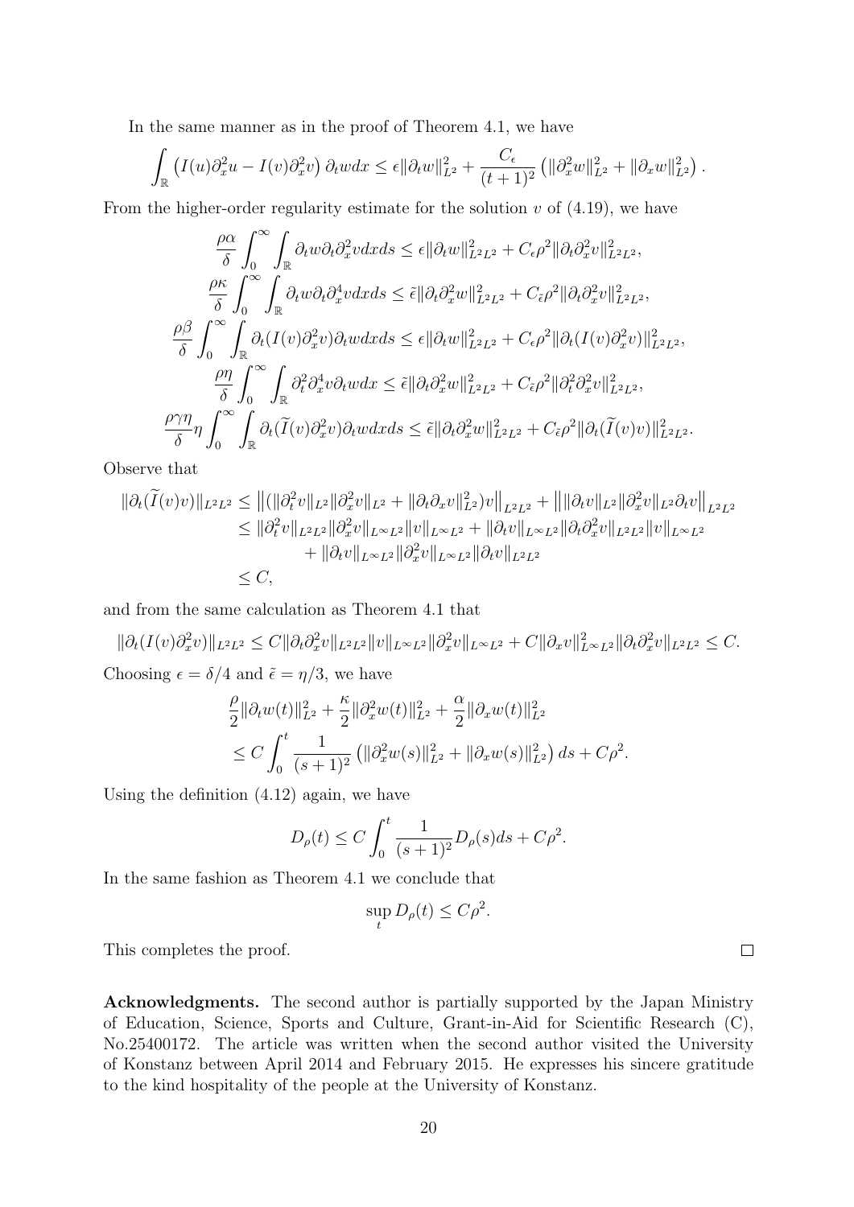In the same manner as in the proof of Theorem 4.1, we have

$$\int_{\mathbb{R}} \left( I(u)\partial_x^2 u - I(v)\partial_x^2 v \right) \partial_t w dx \le \epsilon \|\partial_t w\|_{L^2}^2 + \frac{C_\epsilon}{(t+1)^2} \left( \|\partial_x^2 w\|_{L^2}^2 + \|\partial_x w\|_{L^2}^2 \right).$$

From the higher-order regularity estimate for the solution $v$ of (4.19), we have

$$\begin{aligned}
\frac{\rho\alpha}{\delta} \int_0^\infty \int_{\mathbb{R}} \partial_t w \partial_t \partial_x^2 v dx ds &\le \epsilon \|\partial_t w\|_{L^2L^2}^2 + C_\epsilon \rho^2 \|\partial_t \partial_x^2 v\|_{L^2L^2}^2, \\
\frac{\rho\kappa}{\delta} \int_0^\infty \int_{\mathbb{R}} \partial_t w \partial_t \partial_x^4 v dx ds &\le \tilde{\epsilon} \|\partial_t \partial_x^2 w\|_{L^2L^2}^2 + C_{\tilde{\epsilon}} \rho^2 \|\partial_t \partial_x^2 v\|_{L^2L^2}^2, \\
\frac{\rho\beta}{\delta} \int_0^\infty \int_{\mathbb{R}} \partial_t (I(v)\partial_x^2 v) \partial_t w dx ds &\le \epsilon \|\partial_t w\|_{L^2L^2}^2 + C_\epsilon \rho^2 \|\partial_t (I(v)\partial_x^2 v)\|_{L^2L^2}^2, \\
\frac{\rho\eta}{\delta} \int_0^\infty \int_{\mathbb{R}} \partial_t^2 \partial_x^4 v \partial_t w dx &\le \tilde{\epsilon} \|\partial_t \partial_x^2 w\|_{L^2L^2}^2 + C_{\tilde{\epsilon}} \rho^2 \|\partial_t^2 \partial_x^2 v\|_{L^2L^2}^2, \\
\frac{\rho\gamma\eta}{\delta} \eta \int_0^\infty \int_{\mathbb{R}} \partial_t (\widetilde{I}(v)\partial_x^2 v) \partial_t w dx ds &\le \tilde{\epsilon} \|\partial_t \partial_x^2 w\|_{L^2L^2}^2 + C_{\tilde{\epsilon}} \rho^2 \|\partial_t (\widetilde{I}(v) v)\|_{L^2L^2}^2.
\end{aligned}$$

Observe that

$$\begin{aligned}
\|\partial_t(\widetilde{I}(v)v)\|_{L^2L^2} &\le \left\| (\|\partial_t^2 v\|_{L^2} \|\partial_x^2 v\|_{L^2} + \|\partial_t \partial_x v\|_{L^2}^2) v \right\|_{L^2L^2} + \left\| \|\partial_t v\|_{L^2} \|\partial_x^2 v\|_{L^2} \partial_t v \right\|_{L^2L^2} \\
&\le \|\partial_t^2 v\|_{L^2L^2} \|\partial_x^2 v\|_{L^\infty L^2} \|v\|_{L^\infty L^2} + \|\partial_t v\|_{L^\infty L^2} \|\partial_t \partial_x^2 v\|_{L^2L^2} \|v\|_{L^\infty L^2} \\
&\quad + \|\partial_t v\|_{L^\infty L^2} \|\partial_x^2 v\|_{L^\infty L^2} \|\partial_t v\|_{L^2L^2} \\
&\le C,
\end{aligned}$$

and from the same calculation as Theorem 4.1 that

$$\|\partial_t (I(v)\partial_x^2 v)\|_{L^2L^2} \le C \|\partial_t \partial_x^2 v\|_{L^2L^2} \|v\|_{L^\infty L^2} \|\partial_x^2 v\|_{L^\infty L^2} + C \|\partial_x v\|_{L^\infty L^2}^2 \|\partial_t \partial_x^2 v\|_{L^2L^2} \le C.$$

Choosing $\epsilon = \delta/4$ and $\tilde{\epsilon} = \eta/3$, we have

$$\begin{aligned}
&\frac{\rho}{2} \|\partial_t w(t)\|_{L^2}^2 + \frac{\kappa}{2} \|\partial_x^2 w(t)\|_{L^2}^2 + \frac{\alpha}{2} \|\partial_x w(t)\|_{L^2}^2 \\
&\le C \int_0^t \frac{1}{(s+1)^2} \left( \|\partial_x^2 w(s)\|_{L^2}^2 + \|\partial_x w(s)\|_{L^2}^2 \right) ds + C\rho^2.
\end{aligned}$$

Using the definition (4.12) again, we have

$$D_\rho(t) \le C \int_0^t \frac{1}{(s+1)^2} D_\rho(s) ds + C\rho^2.$$

In the same fashion as Theorem 4.1 we conclude that

$$\sup_t D_\rho(t) \le C\rho^2.$$

This completes the proof. $\square$

**Acknowledgments.** The second author is partially supported by the Japan Ministry of Education, Science, Sports and Culture, Grant-in-Aid for Scientific Research (C), No.25400172. The article was written when the second author visited the University of Konstanz between April 2014 and February 2015. He expresses his sincere gratitude to the kind hospitality of the people at the University of Konstanz.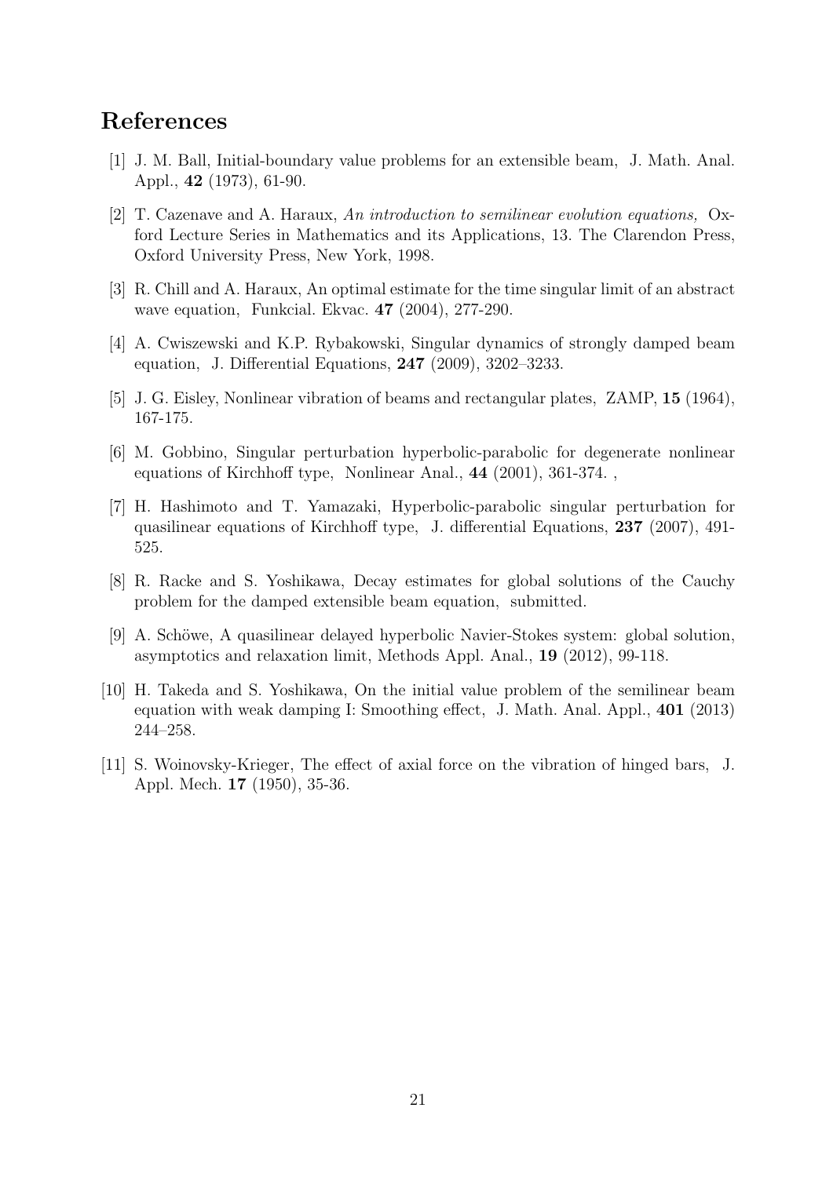# References

[1] J. M. Ball, Initial-boundary value problems for an extensible beam, J. Math. Anal. Appl., **42** (1973), 61-90.

[2] T. Cazenave and A. Haraux, *An introduction to semilinear evolution equations,* Oxford Lecture Series in Mathematics and its Applications, 13. The Clarendon Press, Oxford University Press, New York, 1998.

[3] R. Chill and A. Haraux, An optimal estimate for the time singular limit of an abstract wave equation, Funkcial. Ekvac. **47** (2004), 277-290.

[4] A. Cwiszewski and K.P. Rybakowski, Singular dynamics of strongly damped beam equation, J. Differential Equations, **247** (2009), 3202–3233.

[5] J. G. Eisley, Nonlinear vibration of beams and rectangular plates, ZAMP, **15** (1964), 167-175.

[6] M. Gobbino, Singular perturbation hyperbolic-parabolic for degenerate nonlinear equations of Kirchhoff type, Nonlinear Anal., **44** (2001), 361-374. ,

[7] H. Hashimoto and T. Yamazaki, Hyperbolic-parabolic singular perturbation for quasilinear equations of Kirchhoff type, J. differential Equations, **237** (2007), 491-525.

[8] R. Racke and S. Yoshikawa, Decay estimates for global solutions of the Cauchy problem for the damped extensible beam equation, submitted.

[9] A. Schöwe, A quasilinear delayed hyperbolic Navier-Stokes system: global solution, asymptotics and relaxation limit, Methods Appl. Anal., **19** (2012), 99-118.

[10] H. Takeda and S. Yoshikawa, On the initial value problem of the semilinear beam equation with weak damping I: Smoothing effect, J. Math. Anal. Appl., **401** (2013) 244–258.

[11] S. Woinovsky-Krieger, The effect of axial force on the vibration of hinged bars, J. Appl. Mech. **17** (1950), 35-36.